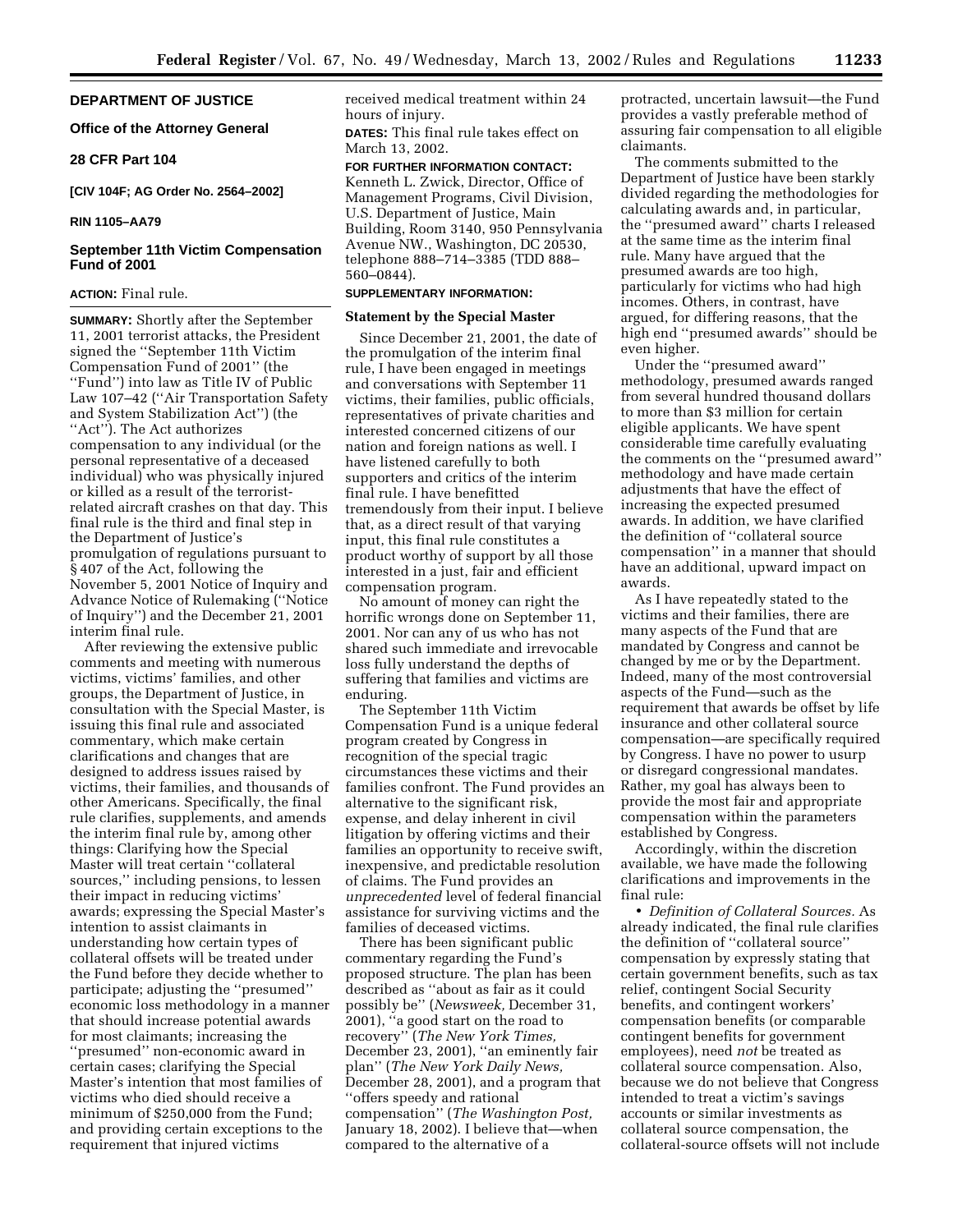## DEPARTMENT OF JUSTICE

### Office of the Attorney General

### 28 CFR Part 104

**[CIV 104F; AG Order No. 2564–2002]**

**RIN 1105–AA79**

### September 11th Victim Compensation Fund of 2001

**ACTION:** Final rule.

**SUMMARY:** Shortly after the September 11, 2001 terrorist attacks, the President signed the ''September 11th Victim Compensation Fund of 2001'' (the ''Fund'') into law as Title IV of Public Law 107–42 (''Air Transportation Safety and System Stabilization Act'') (the ''Act''). The Act authorizes compensation to any individual (or the personal representative of a deceased individual) who was physically injured or killed as a result of the terrorist-related aircraft crashes on that day. This final rule is the third and final step in the Department of Justice's promulgation of regulations pursuant to § 407 of the Act, following the November 5, 2001 Notice of Inquiry and Advance Notice of Rulemaking (''Notice of Inquiry'') and the December 21, 2001 interim final rule.

After reviewing the extensive public comments and meeting with numerous victims, victims' families, and other groups, the Department of Justice, in consultation with the Special Master, is issuing this final rule and associated commentary, which make certain clarifications and changes that are designed to address issues raised by victims, their families, and thousands of other Americans. Specifically, the final rule clarifies, supplements, and amends the interim final rule by, among other things: Clarifying how the Special Master will treat certain ''collateral sources,'' including pensions, to lessen their impact in reducing victims' awards; expressing the Special Master's intention to assist claimants in understanding how certain types of collateral offsets will be treated under the Fund before they decide whether to participate; adjusting the ''presumed'' economic loss methodology in a manner that should increase potential awards for most claimants; increasing the ''presumed'' non-economic award in certain cases; clarifying the Special Master's intention that most families of victims who died should receive a minimum of $250,000 from the Fund; and providing certain exceptions to the requirement that injured victims received medical treatment within 24 hours of injury.

**DATES:** This final rule takes effect on March 13, 2002.

**FOR FURTHER INFORMATION CONTACT:** Kenneth L. Zwick, Director, Office of Management Programs, Civil Division, U.S. Department of Justice, Main Building, Room 3140, 950 Pennsylvania Avenue NW., Washington, DC 20530, telephone 888–714–3385 (TDD 888–560–0844).

**SUPPLEMENTARY INFORMATION:**

### Statement by the Special Master

Since December 21, 2001, the date of the promulgation of the interim final rule, I have been engaged in meetings and conversations with September 11 victims, their families, public officials, representatives of private charities and interested concerned citizens of our nation and foreign nations as well. I have listened carefully to both supporters and critics of the interim final rule. I have benefitted tremendously from their input. I believe that, as a direct result of that varying input, this final rule constitutes a product worthy of support by all those interested in a just, fair and efficient compensation program.

No amount of money can right the horrific wrongs done on September 11, 2001. Nor can any of us who has not shared such immediate and irrevocable loss fully understand the depths of suffering that families and victims are enduring.

The September 11th Victim Compensation Fund is a unique federal program created by Congress in recognition of the special tragic circumstances these victims and their families confront. The Fund provides an alternative to the significant risk, expense, and delay inherent in civil litigation by offering victims and their families an opportunity to receive swift, inexpensive, and predictable resolution of claims. The Fund provides an *unprecedented* level of federal financial assistance for surviving victims and the families of deceased victims.

There has been significant public commentary regarding the Fund's proposed structure. The plan has been described as ''about as fair as it could possibly be'' (*Newsweek,* December 31, 2001), ''a good start on the road to recovery'' (*The New York Times,* December 23, 2001), ''an eminently fair plan'' (*The New York Daily News,* December 28, 2001), and a program that ''offers speedy and rational compensation'' (*The Washington Post,* January 18, 2002). I believe that—when compared to the alternative of a protracted, uncertain lawsuit—the Fund provides a vastly preferable method of assuring fair compensation to all eligible claimants.

The comments submitted to the Department of Justice have been starkly divided regarding the methodologies for calculating awards and, in particular, the ''presumed award'' charts I released at the same time as the interim final rule. Many have argued that the presumed awards are too high, particularly for victims who had high incomes. Others, in contrast, have argued, for differing reasons, that the high end ''presumed awards'' should be even higher.

Under the ''presumed award'' methodology, presumed awards ranged from several hundred thousand dollars to more than $3 million for certain eligible applicants. We have spent considerable time carefully evaluating the comments on the ''presumed award'' methodology and have made certain adjustments that have the effect of increasing the expected presumed awards. In addition, we have clarified the definition of ''collateral source compensation'' in a manner that should have an additional, upward impact on awards.

As I have repeatedly stated to the victims and their families, there are many aspects of the Fund that are mandated by Congress and cannot be changed by me or by the Department. Indeed, many of the most controversial aspects of the Fund—such as the requirement that awards be offset by life insurance and other collateral source compensation—are specifically required by Congress. I have no power to usurp or disregard congressional mandates. Rather, my goal has always been to provide the most fair and appropriate compensation within the parameters established by Congress.

Accordingly, within the discretion available, we have made the following clarifications and improvements in the final rule:

- *Definition of Collateral Sources.* As already indicated, the final rule clarifies the definition of ''collateral source'' compensation by expressly stating that certain government benefits, such as tax relief, contingent Social Security benefits, and contingent workers' compensation benefits (or comparable contingent benefits for government employees), need *not* be treated as collateral source compensation. Also, because we do not believe that Congress intended to treat a victim's savings accounts or similar investments as collateral source compensation, the collateral-source offsets will not include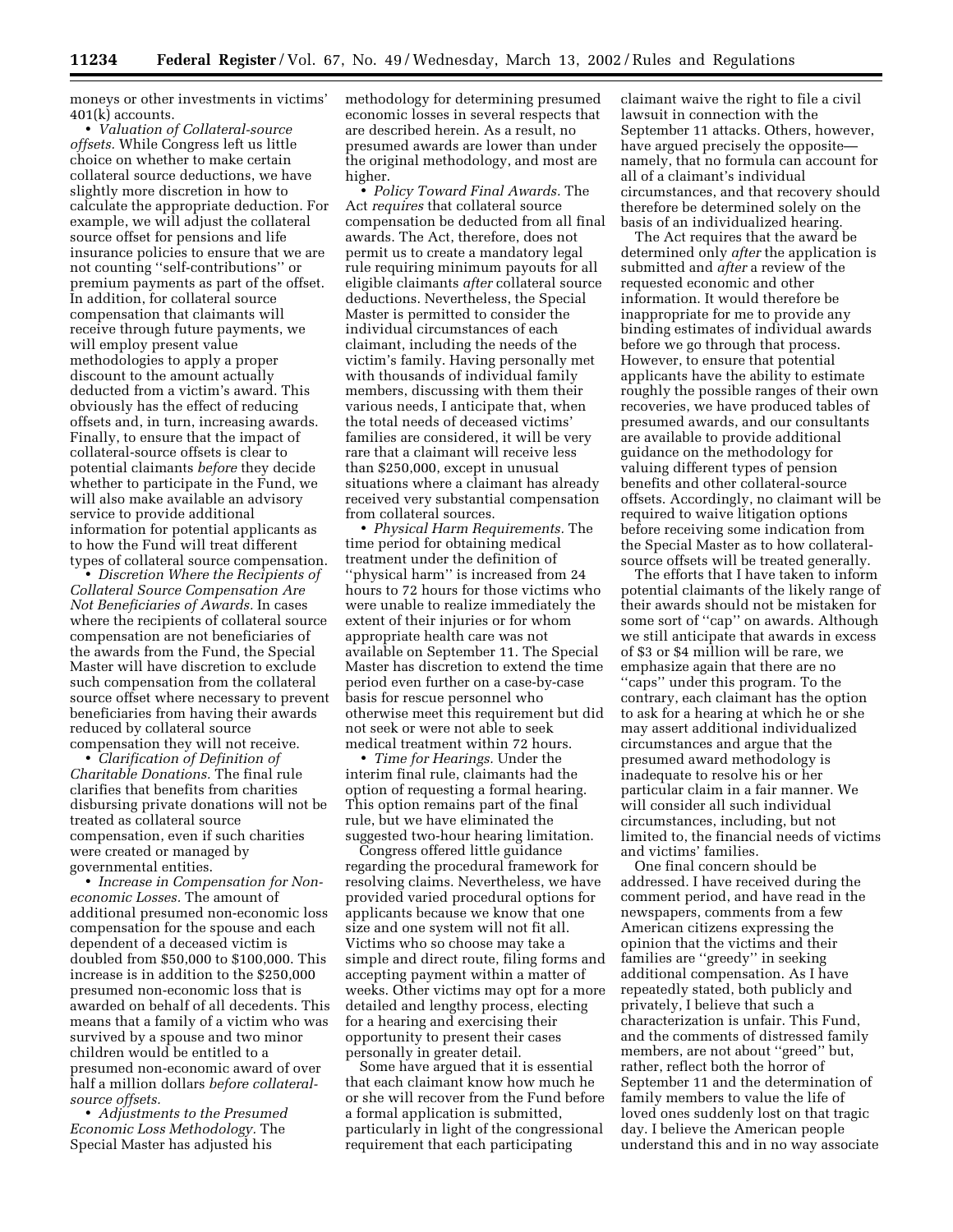moneys or other investments in victims' 401(k) accounts.

• *Valuation of Collateral-source offsets.* While Congress left us little choice on whether to make certain collateral source deductions, we have slightly more discretion in how to calculate the appropriate deduction. For example, we will adjust the collateral source offset for pensions and life insurance policies to ensure that we are not counting "self-contributions" or premium payments as part of the offset. In addition, for collateral source compensation that claimants will receive through future payments, we will employ present value methodologies to apply a proper discount to the amount actually deducted from a victim's award. This obviously has the effect of reducing offsets and, in turn, increasing awards. Finally, to ensure that the impact of collateral-source offsets is clear to potential claimants *before* they decide whether to participate in the Fund, we will also make available an advisory service to provide additional information for potential applicants as to how the Fund will treat different types of collateral source compensation.

• *Discretion Where the Recipients of Collateral Source Compensation Are Not Beneficiaries of Awards.* In cases where the recipients of collateral source compensation are not beneficiaries of the awards from the Fund, the Special Master will have discretion to exclude such compensation from the collateral source offset where necessary to prevent beneficiaries from having their awards reduced by collateral source compensation they will not receive.

• *Clarification of Definition of Charitable Donations.* The final rule clarifies that benefits from charities disbursing private donations will not be treated as collateral source compensation, even if such charities were created or managed by governmental entities.

• *Increase in Compensation for Non-economic Losses.* The amount of additional presumed non-economic loss compensation for the spouse and each dependent of a deceased victim is doubled from $50,000 to $100,000. This increase is in addition to the $250,000 presumed non-economic loss that is awarded on behalf of all decedents. This means that a family of a victim who was survived by a spouse and two minor children would be entitled to a presumed non-economic award of over half a million dollars *before collateral-source offsets.*

• *Adjustments to the Presumed Economic Loss Methodology.* The Special Master has adjusted his methodology for determining presumed economic losses in several respects that are described herein. As a result, no presumed awards are lower than under the original methodology, and most are higher.

• *Policy Toward Final Awards.* The Act *requires* that collateral source compensation be deducted from all final awards. The Act, therefore, does not permit us to create a mandatory legal rule requiring minimum payouts for all eligible claimants *after* collateral source deductions. Nevertheless, the Special Master is permitted to consider the individual circumstances of each claimant, including the needs of the victim's family. Having personally met with thousands of individual family members, discussing with them their various needs, I anticipate that, when the total needs of deceased victims' families are considered, it will be very rare that a claimant will receive less than $250,000, except in unusual situations where a claimant has already received very substantial compensation from collateral sources.

• *Physical Harm Requirements.* The time period for obtaining medical treatment under the definition of "physical harm" is increased from 24 hours to 72 hours for those victims who were unable to realize immediately the extent of their injuries or for whom appropriate health care was not available on September 11. The Special Master has discretion to extend the time period even further on a case-by-case basis for rescue personnel who otherwise meet this requirement but did not seek or were not able to seek medical treatment within 72 hours.

• *Time for Hearings.* Under the interim final rule, claimants had the option of requesting a formal hearing. This option remains part of the final rule, but we have eliminated the suggested two-hour hearing limitation.

Congress offered little guidance regarding the procedural framework for resolving claims. Nevertheless, we have provided varied procedural options for applicants because we know that one size and one system will not fit all. Victims who so choose may take a simple and direct route, filing forms and accepting payment within a matter of weeks. Other victims may opt for a more detailed and lengthy process, electing for a hearing and exercising their opportunity to present their cases personally in greater detail.

Some have argued that it is essential that each claimant know how much he or she will recover from the Fund before a formal application is submitted, particularly in light of the congressional requirement that each participating claimant waive the right to file a civil lawsuit in connection with the September 11 attacks. Others, however, have argued precisely the opposite—namely, that no formula can account for all of a claimant's individual circumstances, and that recovery should therefore be determined solely on the basis of an individualized hearing.

The Act requires that the award be determined only *after* the application is submitted and *after* a review of the requested economic and other information. It would therefore be inappropriate for me to provide any binding estimates of individual awards before we go through that process. However, to ensure that potential applicants have the ability to estimate roughly the possible ranges of their own recoveries, we have produced tables of presumed awards, and our consultants are available to provide additional guidance on the methodology for valuing different types of pension benefits and other collateral-source offsets. Accordingly, no claimant will be required to waive litigation options before receiving some indication from the Special Master as to how collateral-source offsets will be treated generally.

The efforts that I have taken to inform potential claimants of the likely range of their awards should not be mistaken for some sort of "cap" on awards. Although we still anticipate that awards in excess of $3 or $4 million will be rare, we emphasize again that there are no "caps" under this program. To the contrary, each claimant has the option to ask for a hearing at which he or she may assert additional individualized circumstances and argue that the presumed award methodology is inadequate to resolve his or her particular claim in a fair manner. We will consider all such individual circumstances, including, but not limited to, the financial needs of victims and victims' families.

One final concern should be addressed. I have received during the comment period, and have read in the newspapers, comments from a few American citizens expressing the opinion that the victims and their families are "greedy" in seeking additional compensation. As I have repeatedly stated, both publicly and privately, I believe that such a characterization is unfair. This Fund, and the comments of distressed family members, are not about "greed" but, rather, reflect both the horror of September 11 and the determination of family members to value the life of loved ones suddenly lost on that tragic day. I believe the American people understand this and in no way associate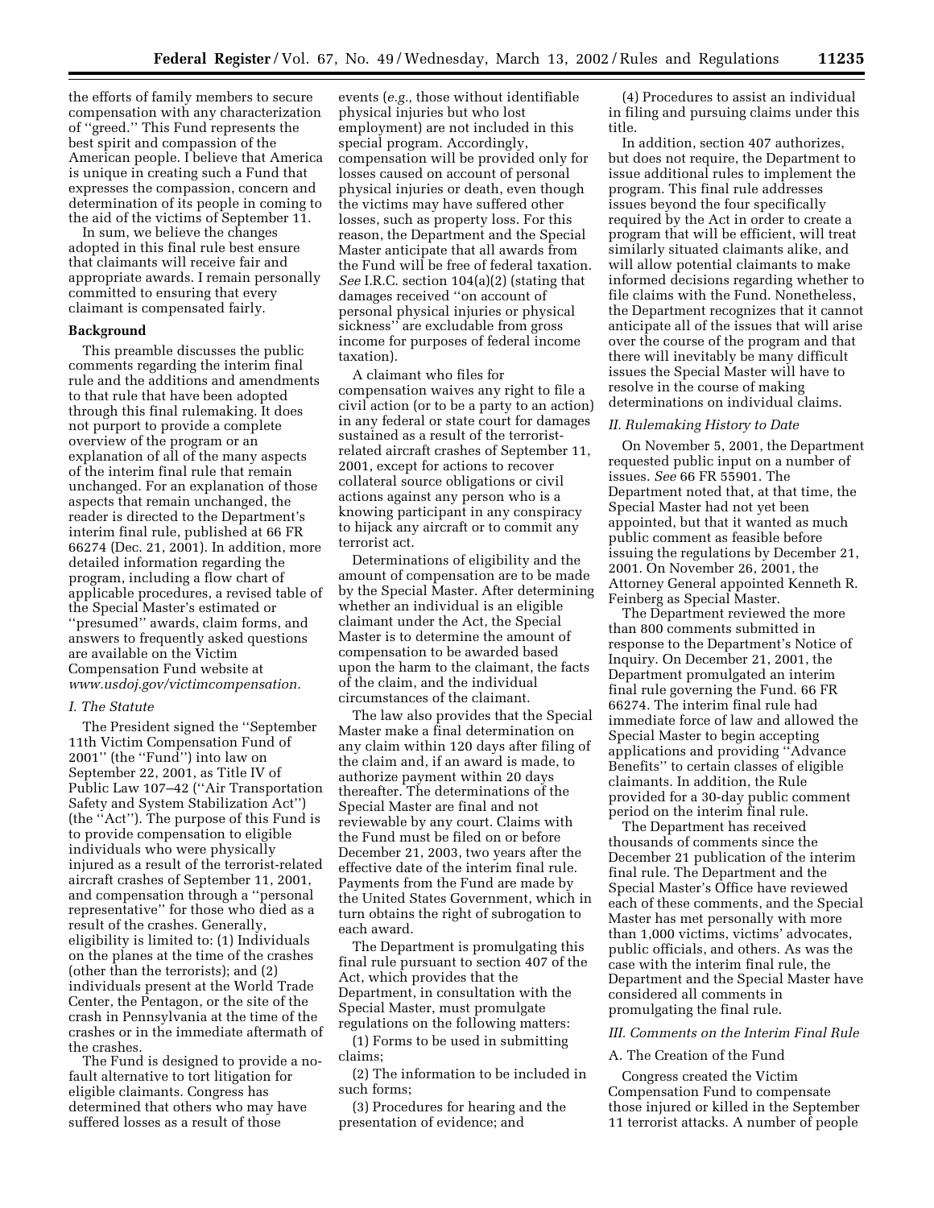the efforts of family members to secure compensation with any characterization of ''greed.'' This Fund represents the best spirit and compassion of the American people. I believe that America is unique in creating such a Fund that expresses the compassion, concern and determination of its people in coming to the aid of the victims of September 11.

In sum, we believe the changes adopted in this final rule best ensure that claimants will receive fair and appropriate awards. I remain personally committed to ensuring that every claimant is compensated fairly.

**Background**

This preamble discusses the public comments regarding the interim final rule and the additions and amendments to that rule that have been adopted through this final rulemaking. It does not purport to provide a complete overview of the program or an explanation of all of the many aspects of the interim final rule that remain unchanged. For an explanation of those aspects that remain unchanged, the reader is directed to the Department's interim final rule, published at 66 FR 66274 (Dec. 21, 2001). In addition, more detailed information regarding the program, including a flow chart of applicable procedures, a revised table of the Special Master's estimated or ''presumed'' awards, claim forms, and answers to frequently asked questions are available on the Victim Compensation Fund website at *www.usdoj.gov/victimcompensation.*

*I. The Statute*

The President signed the ''September 11th Victim Compensation Fund of 2001'' (the ''Fund'') into law on September 22, 2001, as Title IV of Public Law 107–42 (''Air Transportation Safety and System Stabilization Act'') (the ''Act''). The purpose of this Fund is to provide compensation to eligible individuals who were physically injured as a result of the terrorist-related aircraft crashes of September 11, 2001, and compensation through a ''personal representative'' for those who died as a result of the crashes. Generally, eligibility is limited to: (1) Individuals on the planes at the time of the crashes (other than the terrorists); and (2) individuals present at the World Trade Center, the Pentagon, or the site of the crash in Pennsylvania at the time of the crashes or in the immediate aftermath of the crashes.

The Fund is designed to provide a no-fault alternative to tort litigation for eligible claimants. Congress has determined that others who may have suffered losses as a result of those events (*e.g.,* those without identifiable physical injuries but who lost employment) are not included in this special program. Accordingly, compensation will be provided only for losses caused on account of personal physical injuries or death, even though the victims may have suffered other losses, such as property loss. For this reason, the Department and the Special Master anticipate that all awards from the Fund will be free of federal taxation. *See* I.R.C. section 104(a)(2) (stating that damages received ''on account of personal physical injuries or physical sickness'' are excludable from gross income for purposes of federal income taxation).

A claimant who files for compensation waives any right to file a civil action (or to be a party to an action) in any federal or state court for damages sustained as a result of the terrorist-related aircraft crashes of September 11, 2001, except for actions to recover collateral source obligations or civil actions against any person who is a knowing participant in any conspiracy to hijack any aircraft or to commit any terrorist act.

Determinations of eligibility and the amount of compensation are to be made by the Special Master. After determining whether an individual is an eligible claimant under the Act, the Special Master is to determine the amount of compensation to be awarded based upon the harm to the claimant, the facts of the claim, and the individual circumstances of the claimant.

The law also provides that the Special Master make a final determination on any claim within 120 days after filing of the claim and, if an award is made, to authorize payment within 20 days thereafter. The determinations of the Special Master are final and not reviewable by any court. Claims with the Fund must be filed on or before December 21, 2003, two years after the effective date of the interim final rule. Payments from the Fund are made by the United States Government, which in turn obtains the right of subrogation to each award.

The Department is promulgating this final rule pursuant to section 407 of the Act, which provides that the Department, in consultation with the Special Master, must promulgate regulations on the following matters:

(1) Forms to be used in submitting claims;

(2) The information to be included in such forms;

(3) Procedures for hearing and the presentation of evidence; and

(4) Procedures to assist an individual in filing and pursuing claims under this title.

In addition, section 407 authorizes, but does not require, the Department to issue additional rules to implement the program. This final rule addresses issues beyond the four specifically required by the Act in order to create a program that will be efficient, will treat similarly situated claimants alike, and will allow potential claimants to make informed decisions regarding whether to file claims with the Fund. Nonetheless, the Department recognizes that it cannot anticipate all of the issues that will arise over the course of the program and that there will inevitably be many difficult issues the Special Master will have to resolve in the course of making determinations on individual claims.

*II. Rulemaking History to Date*

On November 5, 2001, the Department requested public input on a number of issues. *See* 66 FR 55901. The Department noted that, at that time, the Special Master had not yet been appointed, but that it wanted as much public comment as feasible before issuing the regulations by December 21, 2001. On November 26, 2001, the Attorney General appointed Kenneth R. Feinberg as Special Master.

The Department reviewed the more than 800 comments submitted in response to the Department's Notice of Inquiry. On December 21, 2001, the Department promulgated an interim final rule governing the Fund. 66 FR 66274. The interim final rule had immediate force of law and allowed the Special Master to begin accepting applications and providing ''Advance Benefits'' to certain classes of eligible claimants. In addition, the Rule provided for a 30-day public comment period on the interim final rule.

The Department has received thousands of comments since the December 21 publication of the interim final rule. The Department and the Special Master's Office have reviewed each of these comments, and the Special Master has met personally with more than 1,000 victims, victims' advocates, public officials, and others. As was the case with the interim final rule, the Department and the Special Master have considered all comments in promulgating the final rule.

*III. Comments on the Interim Final Rule*

A. The Creation of the Fund

Congress created the Victim Compensation Fund to compensate those injured or killed in the September 11 terrorist attacks. A number of people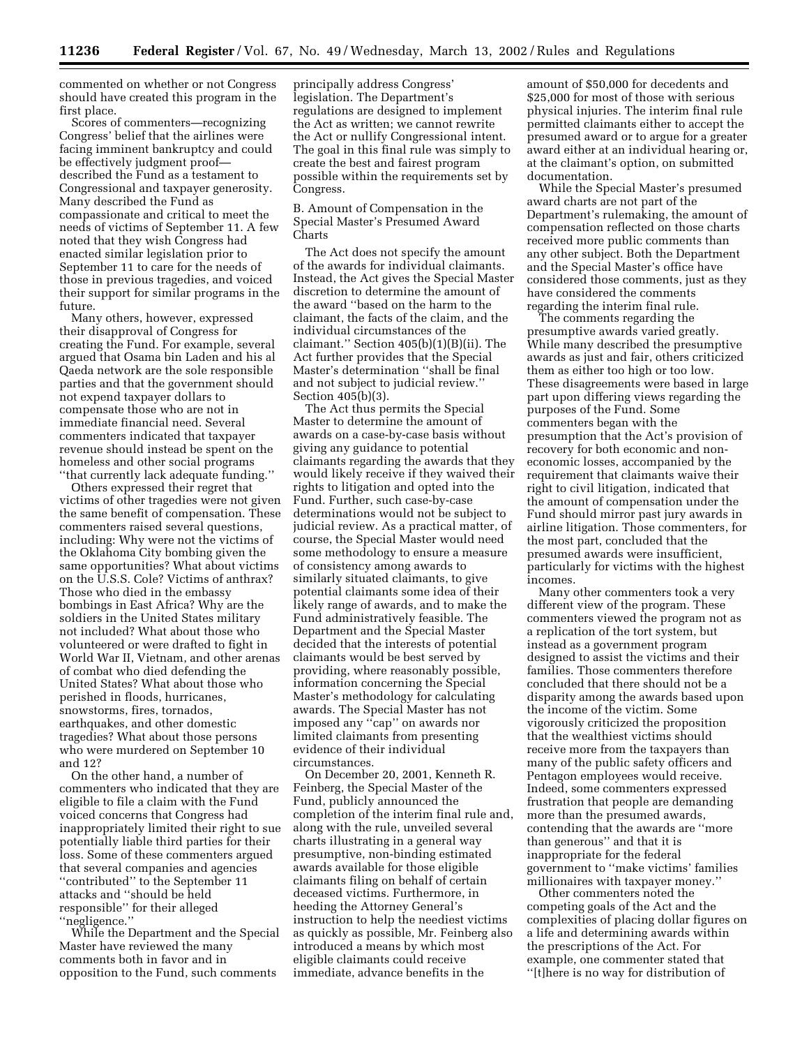commented on whether or not Congress should have created this program in the first place.

Scores of commenters—recognizing Congress' belief that the airlines were facing imminent bankruptcy and could be effectively judgment proof—described the Fund as a testament to Congressional and taxpayer generosity. Many described the Fund as compassionate and critical to meet the needs of victims of September 11. A few noted that they wish Congress had enacted similar legislation prior to September 11 to care for the needs of those in previous tragedies, and voiced their support for similar programs in the future.

Many others, however, expressed their disapproval of Congress for creating the Fund. For example, several argued that Osama bin Laden and his al Qaeda network are the sole responsible parties and that the government should not expend taxpayer dollars to compensate those who are not in immediate financial need. Several commenters indicated that taxpayer revenue should instead be spent on the homeless and other social programs ''that currently lack adequate funding.''

Others expressed their regret that victims of other tragedies were not given the same benefit of compensation. These commenters raised several questions, including: Why were not the victims of the Oklahoma City bombing given the same opportunities? What about victims on the U.S.S. Cole? Victims of anthrax? Those who died in the embassy bombings in East Africa? Why are the soldiers in the United States military not included? What about those who volunteered or were drafted to fight in World War II, Vietnam, and other arenas of combat who died defending the United States? What about those who perished in floods, hurricanes, snowstorms, fires, tornados, earthquakes, and other domestic tragedies? What about those persons who were murdered on September 10 and 12?

On the other hand, a number of commenters who indicated that they are eligible to file a claim with the Fund voiced concerns that Congress had inappropriately limited their right to sue potentially liable third parties for their loss. Some of these commenters argued that several companies and agencies ''contributed'' to the September 11 attacks and ''should be held responsible'' for their alleged ''negligence.''

While the Department and the Special Master have reviewed the many comments both in favor and in opposition to the Fund, such comments principally address Congress' legislation. The Department's regulations are designed to implement the Act as written; we cannot rewrite the Act or nullify Congressional intent. The goal in this final rule was simply to create the best and fairest program possible within the requirements set by Congress.

B. Amount of Compensation in the Special Master's Presumed Award Charts

The Act does not specify the amount of the awards for individual claimants. Instead, the Act gives the Special Master discretion to determine the amount of the award ''based on the harm to the claimant, the facts of the claim, and the individual circumstances of the claimant.'' Section 405(b)(1)(B)(ii). The Act further provides that the Special Master's determination ''shall be final and not subject to judicial review.'' Section 405(b)(3).

The Act thus permits the Special Master to determine the amount of awards on a case-by-case basis without giving any guidance to potential claimants regarding the awards that they would likely receive if they waived their rights to litigation and opted into the Fund. Further, such case-by-case determinations would not be subject to judicial review. As a practical matter, of course, the Special Master would need some methodology to ensure a measure of consistency among awards to similarly situated claimants, to give potential claimants some idea of their likely range of awards, and to make the Fund administratively feasible. The Department and the Special Master decided that the interests of potential claimants would be best served by providing, where reasonably possible, information concerning the Special Master's methodology for calculating awards. The Special Master has not imposed any ''cap'' on awards nor limited claimants from presenting evidence of their individual circumstances.

On December 20, 2001, Kenneth R. Feinberg, the Special Master of the Fund, publicly announced the completion of the interim final rule and, along with the rule, unveiled several charts illustrating in a general way presumptive, non-binding estimated awards available for those eligible claimants filing on behalf of certain deceased victims. Furthermore, in heeding the Attorney General's instruction to help the neediest victims as quickly as possible, Mr. Feinberg also introduced a means by which most eligible claimants could receive immediate, advance benefits in the amount of $50,000 for decedents and $25,000 for most of those with serious physical injuries. The interim final rule permitted claimants either to accept the presumed award or to argue for a greater award either at an individual hearing or, at the claimant's option, on submitted documentation.

While the Special Master's presumed award charts are not part of the Department's rulemaking, the amount of compensation reflected on those charts received more public comments than any other subject. Both the Department and the Special Master's office have considered those comments, just as they have considered the comments regarding the interim final rule.

The comments regarding the presumptive awards varied greatly. While many described the presumptive awards as just and fair, others criticized them as either too high or too low. These disagreements were based in large part upon differing views regarding the purposes of the Fund. Some commenters began with the presumption that the Act's provision of recovery for both economic and non-economic losses, accompanied by the requirement that claimants waive their right to civil litigation, indicated that the amount of compensation under the Fund should mirror past jury awards in airline litigation. Those commenters, for the most part, concluded that the presumed awards were insufficient, particularly for victims with the highest incomes.

Many other commenters took a very different view of the program. These commenters viewed the program not as a replication of the tort system, but instead as a government program designed to assist the victims and their families. Those commenters therefore concluded that there should not be a disparity among the awards based upon the income of the victim. Some vigorously criticized the proposition that the wealthiest victims should receive more from the taxpayers than many of the public safety officers and Pentagon employees would receive. Indeed, some commenters expressed frustration that people are demanding more than the presumed awards, contending that the awards are ''more than generous'' and that it is inappropriate for the federal government to ''make victims' families millionaires with taxpayer money.''

Other commenters noted the competing goals of the Act and the complexities of placing dollar figures on a life and determining awards within the prescriptions of the Act. For example, one commenter stated that ''[t]here is no way for distribution of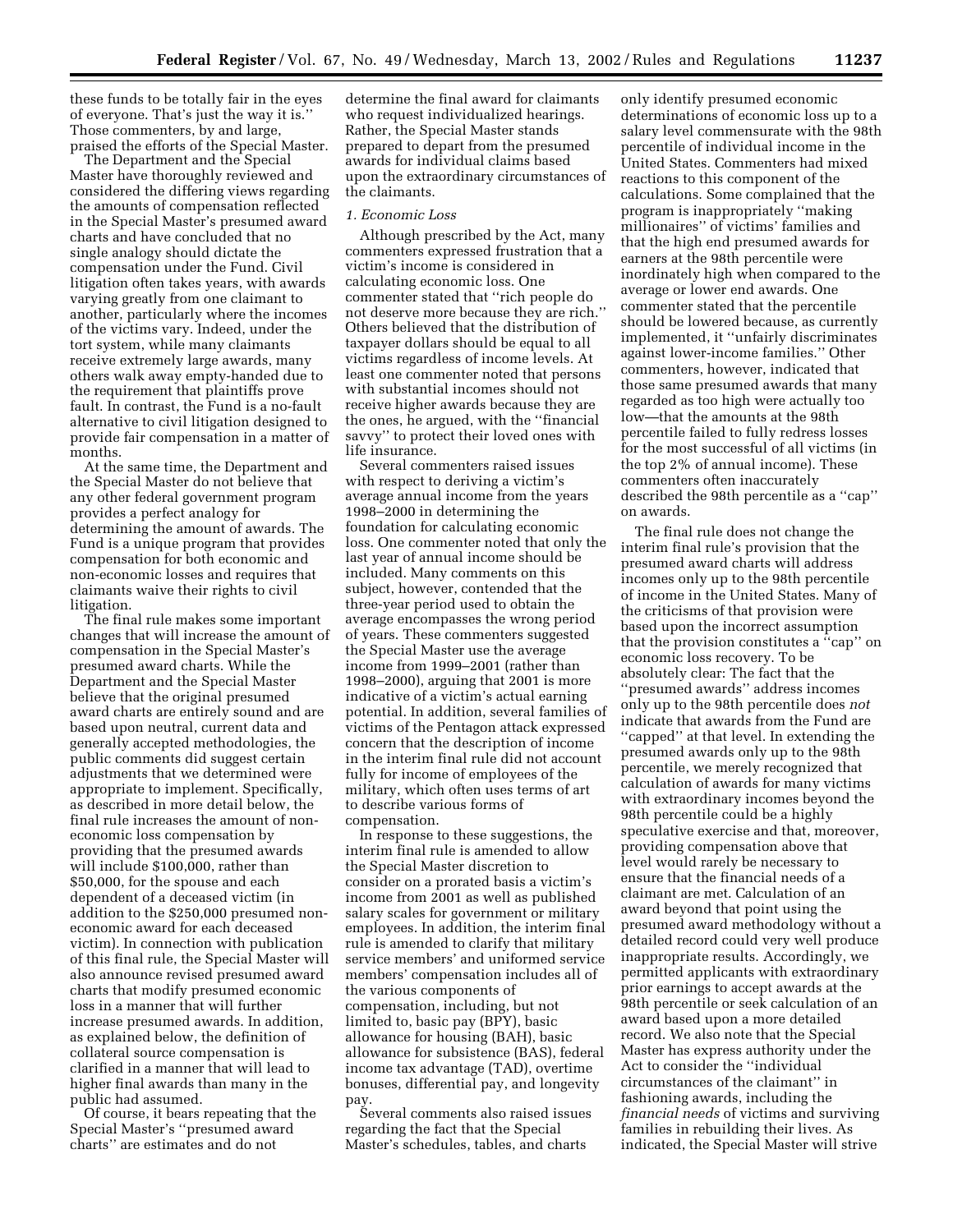these funds to be totally fair in the eyes of everyone. That's just the way it is.'' Those commenters, by and large, praised the efforts of the Special Master.

The Department and the Special Master have thoroughly reviewed and considered the differing views regarding the amounts of compensation reflected in the Special Master's presumed award charts and have concluded that no single analogy should dictate the compensation under the Fund. Civil litigation often takes years, with awards varying greatly from one claimant to another, particularly where the incomes of the victims vary. Indeed, under the tort system, while many claimants receive extremely large awards, many others walk away empty-handed due to the requirement that plaintiffs prove fault. In contrast, the Fund is a no-fault alternative to civil litigation designed to provide fair compensation in a matter of months.

At the same time, the Department and the Special Master do not believe that any other federal government program provides a perfect analogy for determining the amount of awards. The Fund is a unique program that provides compensation for both economic and non-economic losses and requires that claimants waive their rights to civil litigation.

The final rule makes some important changes that will increase the amount of compensation in the Special Master's presumed award charts. While the Department and the Special Master believe that the original presumed award charts are entirely sound and are based upon neutral, current data and generally accepted methodologies, the public comments did suggest certain adjustments that we determined were appropriate to implement. Specifically, as described in more detail below, the final rule increases the amount of non-economic loss compensation by providing that the presumed awards will include $100,000, rather than $50,000, for the spouse and each dependent of a deceased victim (in addition to the $250,000 presumed non-economic award for each deceased victim). In connection with publication of this final rule, the Special Master will also announce revised presumed award charts that modify presumed economic loss in a manner that will further increase presumed awards. In addition, as explained below, the definition of collateral source compensation is clarified in a manner that will lead to higher final awards than many in the public had assumed.

Of course, it bears repeating that the Special Master's ''presumed award charts'' are estimates and do not determine the final award for claimants who request individualized hearings. Rather, the Special Master stands prepared to depart from the presumed awards for individual claims based upon the extraordinary circumstances of the claimants.

*1. Economic Loss*

Although prescribed by the Act, many commenters expressed frustration that a victim's income is considered in calculating economic loss. One commenter stated that ''rich people do not deserve more because they are rich.'' Others believed that the distribution of taxpayer dollars should be equal to all victims regardless of income levels. At least one commenter noted that persons with substantial incomes should not receive higher awards because they are the ones, he argued, with the ''financial savvy'' to protect their loved ones with life insurance.

Several commenters raised issues with respect to deriving a victim's average annual income from the years 1998–2000 in determining the foundation for calculating economic loss. One commenter noted that only the last year of annual income should be included. Many comments on this subject, however, contended that the three-year period used to obtain the average encompasses the wrong period of years. These commenters suggested the Special Master use the average income from 1999–2001 (rather than 1998–2000), arguing that 2001 is more indicative of a victim's actual earning potential. In addition, several families of victims of the Pentagon attack expressed concern that the description of income in the interim final rule did not account fully for income of employees of the military, which often uses terms of art to describe various forms of compensation.

In response to these suggestions, the interim final rule is amended to allow the Special Master discretion to consider on a prorated basis a victim's income from 2001 as well as published salary scales for government or military employees. In addition, the interim final rule is amended to clarify that military service members' and uniformed service members' compensation includes all of the various components of compensation, including, but not limited to, basic pay (BPY), basic allowance for housing (BAH), basic allowance for subsistence (BAS), federal income tax advantage (TAD), overtime bonuses, differential pay, and longevity pay.

Several comments also raised issues regarding the fact that the Special Master's schedules, tables, and charts only identify presumed economic determinations of economic loss up to a salary level commensurate with the 98th percentile of individual income in the United States. Commenters had mixed reactions to this component of the calculations. Some complained that the program is inappropriately ''making millionaires'' of victims' families and that the high end presumed awards for earners at the 98th percentile were inordinately high when compared to the average or lower end awards. One commenter stated that the percentile should be lowered because, as currently implemented, it ''unfairly discriminates against lower-income families.'' Other commenters, however, indicated that those same presumed awards that many regarded as too high were actually too low—that the amounts at the 98th percentile failed to fully redress losses for the most successful of all victims (in the top 2% of annual income). These commenters often inaccurately described the 98th percentile as a ''cap'' on awards.

The final rule does not change the interim final rule's provision that the presumed award charts will address incomes only up to the 98th percentile of income in the United States. Many of the criticisms of that provision were based upon the incorrect assumption that the provision constitutes a ''cap'' on economic loss recovery. To be absolutely clear: The fact that the ''presumed awards'' address incomes only up to the 98th percentile does *not* indicate that awards from the Fund are ''capped'' at that level. In extending the presumed awards only up to the 98th percentile, we merely recognized that calculation of awards for many victims with extraordinary incomes beyond the 98th percentile could be a highly speculative exercise and that, moreover, providing compensation above that level would rarely be necessary to ensure that the financial needs of a claimant are met. Calculation of an award beyond that point using the presumed award methodology without a detailed record could very well produce inappropriate results. Accordingly, we permitted applicants with extraordinary prior earnings to accept awards at the 98th percentile or seek calculation of an award based upon a more detailed record. We also note that the Special Master has express authority under the Act to consider the ''individual circumstances of the claimant'' in fashioning awards, including the *financial needs* of victims and surviving families in rebuilding their lives. As indicated, the Special Master will strive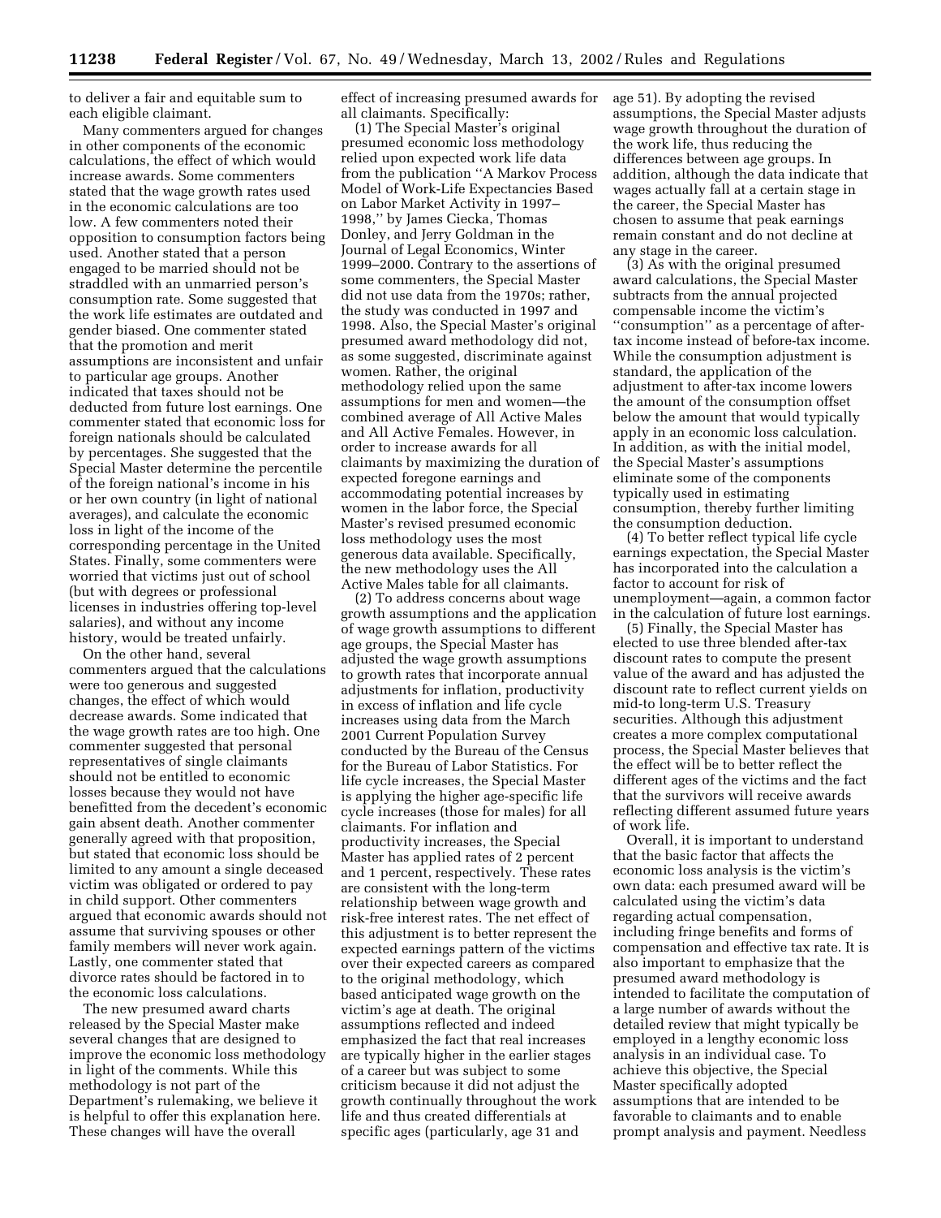to deliver a fair and equitable sum to each eligible claimant.

Many commenters argued for changes in other components of the economic calculations, the effect of which would increase awards. Some commenters stated that the wage growth rates used in the economic calculations are too low. A few commenters noted their opposition to consumption factors being used. Another stated that a person engaged to be married should not be straddled with an unmarried person's consumption rate. Some suggested that the work life estimates are outdated and gender biased. One commenter stated that the promotion and merit assumptions are inconsistent and unfair to particular age groups. Another indicated that taxes should not be deducted from future lost earnings. One commenter stated that economic loss for foreign nationals should be calculated by percentages. She suggested that the Special Master determine the percentile of the foreign national's income in his or her own country (in light of national averages), and calculate the economic loss in light of the income of the corresponding percentage in the United States. Finally, some commenters were worried that victims just out of school (but with degrees or professional licenses in industries offering top-level salaries), and without any income history, would be treated unfairly.

On the other hand, several commenters argued that the calculations were too generous and suggested changes, the effect of which would decrease awards. Some indicated that the wage growth rates are too high. One commenter suggested that personal representatives of single claimants should not be entitled to economic losses because they would not have benefitted from the decedent's economic gain absent death. Another commenter generally agreed with that proposition, but stated that economic loss should be limited to any amount a single deceased victim was obligated or ordered to pay in child support. Other commenters argued that economic awards should not assume that surviving spouses or other family members will never work again. Lastly, one commenter stated that divorce rates should be factored in to the economic loss calculations.

The new presumed award charts released by the Special Master make several changes that are designed to improve the economic loss methodology in light of the comments. While this methodology is not part of the Department's rulemaking, we believe it is helpful to offer this explanation here. These changes will have the overall effect of increasing presumed awards for all claimants. Specifically:

(1) The Special Master's original presumed economic loss methodology relied upon expected work life data from the publication "A Markov Process Model of Work-Life Expectancies Based on Labor Market Activity in 1997–1998," by James Ciecka, Thomas Donley, and Jerry Goldman in the Journal of Legal Economics, Winter 1999–2000. Contrary to the assertions of some commenters, the Special Master did not use data from the 1970s; rather, the study was conducted in 1997 and 1998. Also, the Special Master's original presumed award methodology did not, as some suggested, discriminate against women. Rather, the original methodology relied upon the same assumptions for men and women—the combined average of All Active Males and All Active Females. However, in order to increase awards for all claimants by maximizing the duration of expected foregone earnings and accommodating potential increases by women in the labor force, the Special Master's revised presumed economic loss methodology uses the most generous data available. Specifically, the new methodology uses the All Active Males table for all claimants.

(2) To address concerns about wage growth assumptions and the application of wage growth assumptions to different age groups, the Special Master has adjusted the wage growth assumptions to growth rates that incorporate annual adjustments for inflation, productivity in excess of inflation and life cycle increases using data from the March 2001 Current Population Survey conducted by the Bureau of the Census for the Bureau of Labor Statistics. For life cycle increases, the Special Master is applying the higher age-specific life cycle increases (those for males) for all claimants. For inflation and productivity increases, the Special Master has applied rates of 2 percent and 1 percent, respectively. These rates are consistent with the long-term relationship between wage growth and risk-free interest rates. The net effect of this adjustment is to better represent the expected earnings pattern of the victims over their expected careers as compared to the original methodology, which based anticipated wage growth on the victim's age at death. The original assumptions reflected and indeed emphasized the fact that real increases are typically higher in the earlier stages of a career but was subject to some criticism because it did not adjust the growth continually throughout the work life and thus created differentials at specific ages (particularly, age 31 and age 51). By adopting the revised assumptions, the Special Master adjusts wage growth throughout the duration of the work life, thus reducing the differences between age groups. In addition, although the data indicate that wages actually fall at a certain stage in the career, the Special Master has chosen to assume that peak earnings remain constant and do not decline at any stage in the career.

(3) As with the original presumed award calculations, the Special Master subtracts from the annual projected compensable income the victim's "consumption" as a percentage of after-tax income instead of before-tax income. While the consumption adjustment is standard, the application of the adjustment to after-tax income lowers the amount of the consumption offset below the amount that would typically apply in an economic loss calculation. In addition, as with the initial model, the Special Master's assumptions eliminate some of the components typically used in estimating consumption, thereby further limiting the consumption deduction.

(4) To better reflect typical life cycle earnings expectation, the Special Master has incorporated into the calculation a factor to account for risk of unemployment—again, a common factor in the calculation of future lost earnings.

(5) Finally, the Special Master has elected to use three blended after-tax discount rates to compute the present value of the award and has adjusted the discount rate to reflect current yields on mid-to long-term U.S. Treasury securities. Although this adjustment creates a more complex computational process, the Special Master believes that the effect will be to better reflect the different ages of the victims and the fact that the survivors will receive awards reflecting different assumed future years of work life.

Overall, it is important to understand that the basic factor that affects the economic loss analysis is the victim's own data: each presumed award will be calculated using the victim's data regarding actual compensation, including fringe benefits and forms of compensation and effective tax rate. It is also important to emphasize that the presumed award methodology is intended to facilitate the computation of a large number of awards without the detailed review that might typically be employed in a lengthy economic loss analysis in an individual case. To achieve this objective, the Special Master specifically adopted assumptions that are intended to be favorable to claimants and to enable prompt analysis and payment. Needless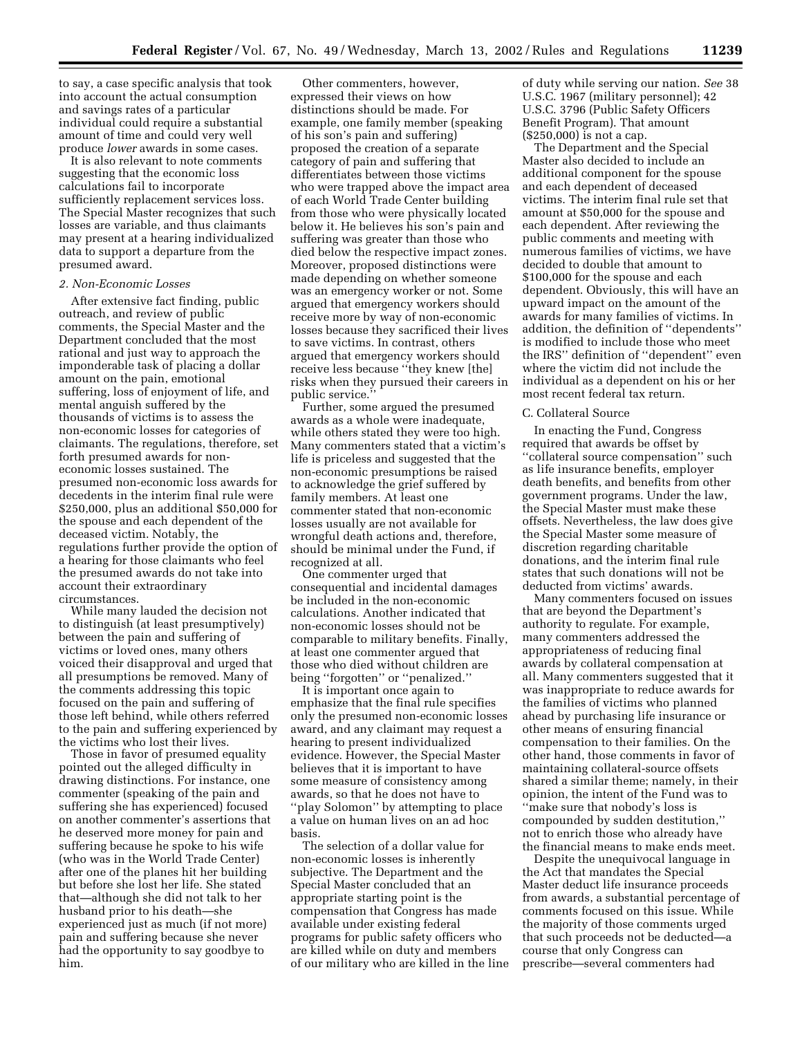to say, a case specific analysis that took into account the actual consumption and savings rates of a particular individual could require a substantial amount of time and could very well produce *lower* awards in some cases.

It is also relevant to note comments suggesting that the economic loss calculations fail to incorporate sufficiently replacement services loss. The Special Master recognizes that such losses are variable, and thus claimants may present at a hearing individualized data to support a departure from the presumed award.

*2. Non-Economic Losses*

After extensive fact finding, public outreach, and review of public comments, the Special Master and the Department concluded that the most rational and just way to approach the imponderable task of placing a dollar amount on the pain, emotional suffering, loss of enjoyment of life, and mental anguish suffered by the thousands of victims is to assess the non-economic losses for categories of claimants. The regulations, therefore, set forth presumed awards for non-economic losses sustained. The presumed non-economic loss awards for decedents in the interim final rule were $250,000, plus an additional $50,000 for the spouse and each dependent of the deceased victim. Notably, the regulations further provide the option of a hearing for those claimants who feel the presumed awards do not take into account their extraordinary circumstances.

While many lauded the decision not to distinguish (at least presumptively) between the pain and suffering of victims or loved ones, many others voiced their disapproval and urged that all presumptions be removed. Many of the comments addressing this topic focused on the pain and suffering of those left behind, while others referred to the pain and suffering experienced by the victims who lost their lives.

Those in favor of presumed equality pointed out the alleged difficulty in drawing distinctions. For instance, one commenter (speaking of the pain and suffering she has experienced) focused on another commenter's assertions that he deserved more money for pain and suffering because he spoke to his wife (who was in the World Trade Center) after one of the planes hit her building but before she lost her life. She stated that—although she did not talk to her husband prior to his death—she experienced just as much (if not more) pain and suffering because she never had the opportunity to say goodbye to him.

Other commenters, however, expressed their views on how distinctions should be made. For example, one family member (speaking of his son's pain and suffering) proposed the creation of a separate category of pain and suffering that differentiates between those victims who were trapped above the impact area of each World Trade Center building from those who were physically located below it. He believes his son's pain and suffering was greater than those who died below the respective impact zones. Moreover, proposed distinctions were made depending on whether someone was an emergency worker or not. Some argued that emergency workers should receive more by way of non-economic losses because they sacrificed their lives to save victims. In contrast, others argued that emergency workers should receive less because "they knew [the] risks when they pursued their careers in public service."

Further, some argued the presumed awards as a whole were inadequate, while others stated they were too high. Many commenters stated that a victim's life is priceless and suggested that the non-economic presumptions be raised to acknowledge the grief suffered by family members. At least one commenter stated that non-economic losses usually are not available for wrongful death actions and, therefore, should be minimal under the Fund, if recognized at all.

One commenter urged that consequential and incidental damages be included in the non-economic calculations. Another indicated that non-economic losses should not be comparable to military benefits. Finally, at least one commenter argued that those who died without children are being "forgotten" or "penalized."

It is important once again to emphasize that the final rule specifies only the presumed non-economic losses award, and any claimant may request a hearing to present individualized evidence. However, the Special Master believes that it is important to have some measure of consistency among awards, so that he does not have to "play Solomon" by attempting to place a value on human lives on an ad hoc basis.

The selection of a dollar value for non-economic losses is inherently subjective. The Department and the Special Master concluded that an appropriate starting point is the compensation that Congress has made available under existing federal programs for public safety officers who are killed while on duty and members of our military who are killed in the line of duty while serving our nation. *See* 38 U.S.C. 1967 (military personnel); 42 U.S.C. 3796 (Public Safety Officers Benefit Program). That amount ($250,000) is not a cap.

The Department and the Special Master also decided to include an additional component for the spouse and each dependent of deceased victims. The interim final rule set that amount at $50,000 for the spouse and each dependent. After reviewing the public comments and meeting with numerous families of victims, we have decided to double that amount to $100,000 for the spouse and each dependent. Obviously, this will have an upward impact on the amount of the awards for many families of victims. In addition, the definition of "dependents" is modified to include those who meet the IRS" definition of "dependent" even where the victim did not include the individual as a dependent on his or her most recent federal tax return.

C. Collateral Source

In enacting the Fund, Congress required that awards be offset by "collateral source compensation" such as life insurance benefits, employer death benefits, and benefits from other government programs. Under the law, the Special Master must make these offsets. Nevertheless, the law does give the Special Master some measure of discretion regarding charitable donations, and the interim final rule states that such donations will not be deducted from victims' awards.

Many commenters focused on issues that are beyond the Department's authority to regulate. For example, many commenters addressed the appropriateness of reducing final awards by collateral compensation at all. Many commenters suggested that it was inappropriate to reduce awards for the families of victims who planned ahead by purchasing life insurance or other means of ensuring financial compensation to their families. On the other hand, those comments in favor of maintaining collateral-source offsets shared a similar theme; namely, in their opinion, the intent of the Fund was to "make sure that nobody's loss is compounded by sudden destitution," not to enrich those who already have the financial means to make ends meet.

Despite the unequivocal language in the Act that mandates the Special Master deduct life insurance proceeds from awards, a substantial percentage of comments focused on this issue. While the majority of those comments urged that such proceeds not be deducted—a course that only Congress can prescribe—several commenters had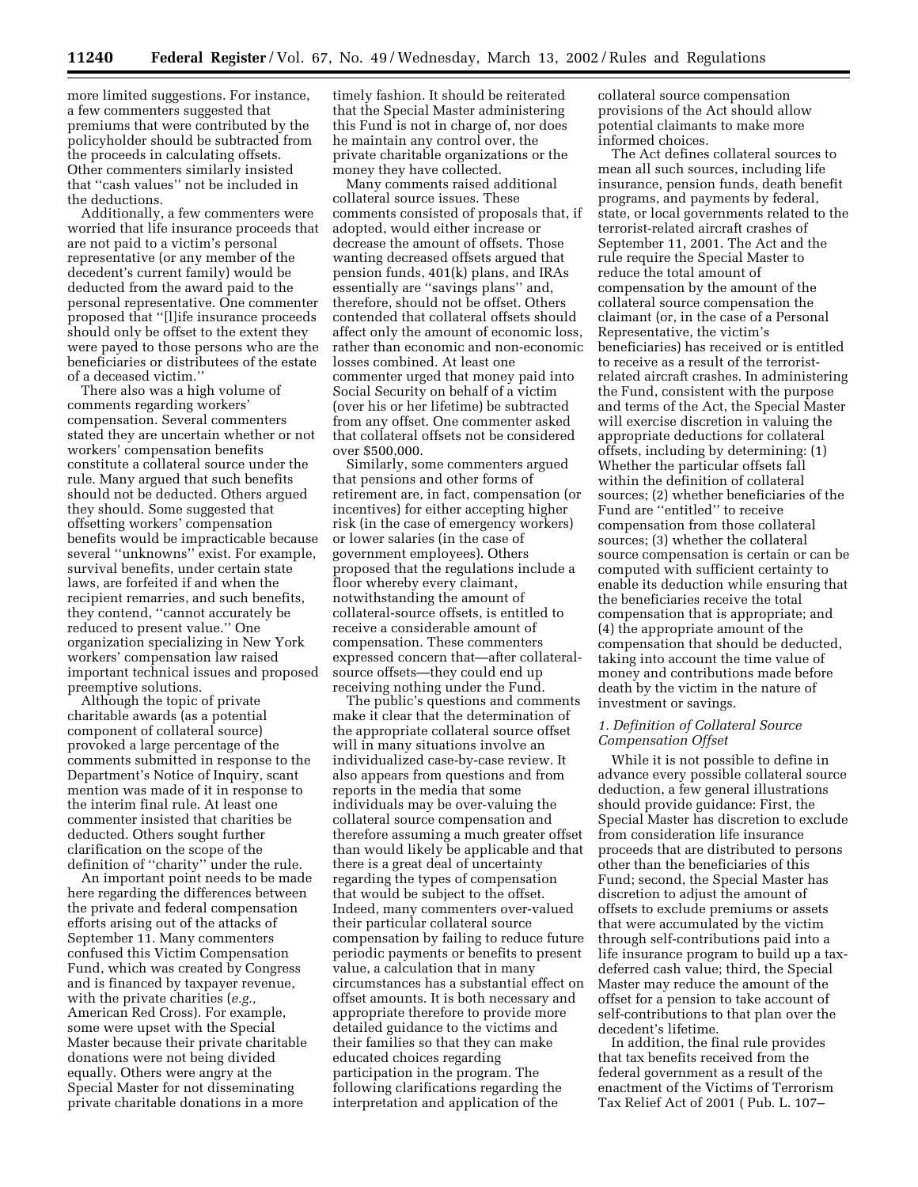more limited suggestions. For instance, a few commenters suggested that premiums that were contributed by the policyholder should be subtracted from the proceeds in calculating offsets. Other commenters similarly insisted that ''cash values'' not be included in the deductions.

Additionally, a few commenters were worried that life insurance proceeds that are not paid to a victim's personal representative (or any member of the decedent's current family) would be deducted from the award paid to the personal representative. One commenter proposed that ''[l]ife insurance proceeds should only be offset to the extent they were payed to those persons who are the beneficiaries or distributees of the estate of a deceased victim.''

There also was a high volume of comments regarding workers' compensation. Several commenters stated they are uncertain whether or not workers' compensation benefits constitute a collateral source under the rule. Many argued that such benefits should not be deducted. Others argued they should. Some suggested that offsetting workers' compensation benefits would be impracticable because several ''unknowns'' exist. For example, survival benefits, under certain state laws, are forfeited if and when the recipient remarries, and such benefits, they contend, ''cannot accurately be reduced to present value.'' One organization specializing in New York workers' compensation law raised important technical issues and proposed preemptive solutions.

Although the topic of private charitable awards (as a potential component of collateral source) provoked a large percentage of the comments submitted in response to the Department's Notice of Inquiry, scant mention was made of it in response to the interim final rule. At least one commenter insisted that charities be deducted. Others sought further clarification on the scope of the definition of ''charity'' under the rule.

An important point needs to be made here regarding the differences between the private and federal compensation efforts arising out of the attacks of September 11. Many commenters confused this Victim Compensation Fund, which was created by Congress and is financed by taxpayer revenue, with the private charities (*e.g.,* American Red Cross). For example, some were upset with the Special Master because their private charitable donations were not being divided equally. Others were angry at the Special Master for not disseminating private charitable donations in a more timely fashion. It should be reiterated that the Special Master administering this Fund is not in charge of, nor does he maintain any control over, the private charitable organizations or the money they have collected.

Many comments raised additional collateral source issues. These comments consisted of proposals that, if adopted, would either increase or decrease the amount of offsets. Those wanting decreased offsets argued that pension funds, 401(k) plans, and IRAs essentially are ''savings plans'' and, therefore, should not be offset. Others contended that collateral offsets should affect only the amount of economic loss, rather than economic and non-economic losses combined. At least one commenter urged that money paid into Social Security on behalf of a victim (over his or her lifetime) be subtracted from any offset. One commenter asked that collateral offsets not be considered over $500,000.

Similarly, some commenters argued that pensions and other forms of retirement are, in fact, compensation (or incentives) for either accepting higher risk (in the case of emergency workers) or lower salaries (in the case of government employees). Others proposed that the regulations include a floor whereby every claimant, notwithstanding the amount of collateral-source offsets, is entitled to receive a considerable amount of compensation. These commenters expressed concern that—after collateral-source offsets—they could end up receiving nothing under the Fund.

The public's questions and comments make it clear that the determination of the appropriate collateral source offset will in many situations involve an individualized case-by-case review. It also appears from questions and from reports in the media that some individuals may be over-valuing the collateral source compensation and therefore assuming a much greater offset than would likely be applicable and that there is a great deal of uncertainty regarding the types of compensation that would be subject to the offset. Indeed, many commenters over-valued their particular collateral source compensation by failing to reduce future periodic payments or benefits to present value, a calculation that in many circumstances has a substantial effect on offset amounts. It is both necessary and appropriate therefore to provide more detailed guidance to the victims and their families so that they can make educated choices regarding participation in the program. The following clarifications regarding the interpretation and application of the collateral source compensation provisions of the Act should allow potential claimants to make more informed choices.

The Act defines collateral sources to mean all such sources, including life insurance, pension funds, death benefit programs, and payments by federal, state, or local governments related to the terrorist-related aircraft crashes of September 11, 2001. The Act and the rule require the Special Master to reduce the total amount of compensation by the amount of the collateral source compensation the claimant (or, in the case of a Personal Representative, the victim's beneficiaries) has received or is entitled to receive as a result of the terrorist-related aircraft crashes. In administering the Fund, consistent with the purpose and terms of the Act, the Special Master will exercise discretion in valuing the appropriate deductions for collateral offsets, including by determining: (1) Whether the particular offsets fall within the definition of collateral sources; (2) whether beneficiaries of the Fund are ''entitled'' to receive compensation from those collateral sources; (3) whether the collateral source compensation is certain or can be computed with sufficient certainty to enable its deduction while ensuring that the beneficiaries receive the total compensation that is appropriate; and (4) the appropriate amount of the compensation that should be deducted, taking into account the time value of money and contributions made before death by the victim in the nature of investment or savings.

### *1. Definition of Collateral Source Compensation Offset*

While it is not possible to define in advance every possible collateral source deduction, a few general illustrations should provide guidance: First, the Special Master has discretion to exclude from consideration life insurance proceeds that are distributed to persons other than the beneficiaries of this Fund; second, the Special Master has discretion to adjust the amount of offsets to exclude premiums or assets that were accumulated by the victim through self-contributions paid into a life insurance program to build up a tax-deferred cash value; third, the Special Master may reduce the amount of the offset for a pension to take account of self-contributions to that plan over the decedent's lifetime.

In addition, the final rule provides that tax benefits received from the federal government as a result of the enactment of the Victims of Terrorism Tax Relief Act of 2001 ( Pub. L. 107–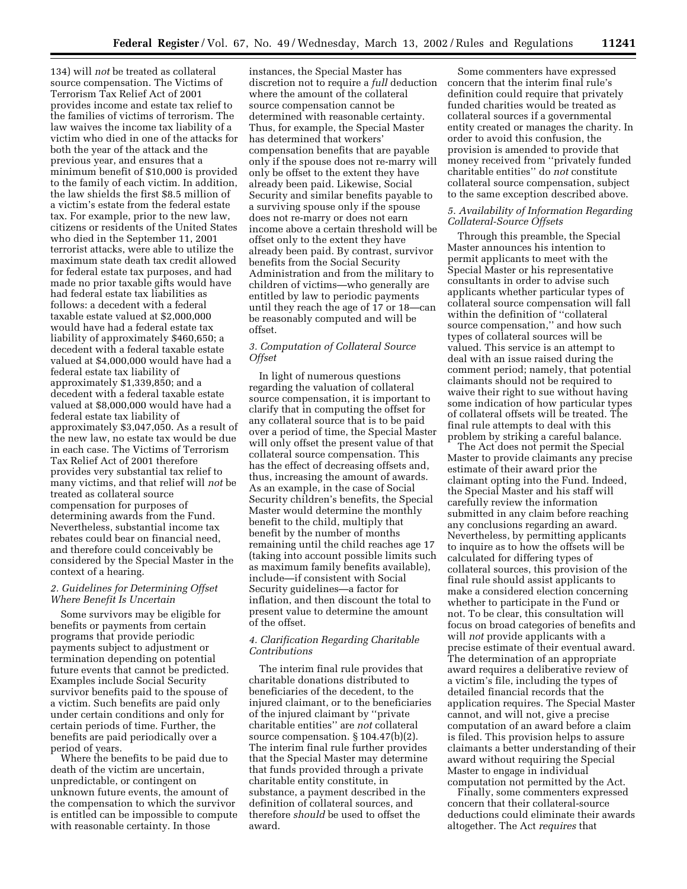134) will *not* be treated as collateral source compensation. The Victims of Terrorism Tax Relief Act of 2001 provides income and estate tax relief to the families of victims of terrorism. The law waives the income tax liability of a victim who died in one of the attacks for both the year of the attack and the previous year, and ensures that a minimum benefit of $10,000 is provided to the family of each victim. In addition, the law shields the first $8.5 million of a victim's estate from the federal estate tax. For example, prior to the new law, citizens or residents of the United States who died in the September 11, 2001 terrorist attacks, were able to utilize the maximum state death tax credit allowed for federal estate tax purposes, and had made no prior taxable gifts would have had federal estate tax liabilities as follows: a decedent with a federal taxable estate valued at $2,000,000 would have had a federal estate tax liability of approximately $460,650; a decedent with a federal taxable estate valued at $4,000,000 would have had a federal estate tax liability of approximately $1,339,850; and a decedent with a federal taxable estate valued at $8,000,000 would have had a federal estate tax liability of approximately $3,047,050. As a result of the new law, no estate tax would be due in each case. The Victims of Terrorism Tax Relief Act of 2001 therefore provides very substantial tax relief to many victims, and that relief will *not* be treated as collateral source compensation for purposes of determining awards from the Fund. Nevertheless, substantial income tax rebates could bear on financial need, and therefore could conceivably be considered by the Special Master in the context of a hearing.

### *2. Guidelines for Determining Offset Where Benefit Is Uncertain*

Some survivors may be eligible for benefits or payments from certain programs that provide periodic payments subject to adjustment or termination depending on potential future events that cannot be predicted. Examples include Social Security survivor benefits paid to the spouse of a victim. Such benefits are paid only under certain conditions and only for certain periods of time. Further, the benefits are paid periodically over a period of years.

Where the benefits to be paid due to death of the victim are uncertain, unpredictable, or contingent on unknown future events, the amount of the compensation to which the survivor is entitled can be impossible to compute with reasonable certainty. In those instances, the Special Master has discretion not to require a *full* deduction where the amount of the collateral source compensation cannot be determined with reasonable certainty. Thus, for example, the Special Master has determined that workers' compensation benefits that are payable only if the spouse does not re-marry will only be offset to the extent they have already been paid. Likewise, Social Security and similar benefits payable to a surviving spouse only if the spouse does not re-marry or does not earn income above a certain threshold will be offset only to the extent they have already been paid. By contrast, survivor benefits from the Social Security Administration and from the military to children of victims—who generally are entitled by law to periodic payments until they reach the age of 17 or 18—can be reasonably computed and will be offset.

### *3. Computation of Collateral Source Offset*

In light of numerous questions regarding the valuation of collateral source compensation, it is important to clarify that in computing the offset for any collateral source that is to be paid over a period of time, the Special Master will only offset the present value of that collateral source compensation. This has the effect of decreasing offsets and, thus, increasing the amount of awards. As an example, in the case of Social Security children's benefits, the Special Master would determine the monthly benefit to the child, multiply that benefit by the number of months remaining until the child reaches age 17 (taking into account possible limits such as maximum family benefits available), include—if consistent with Social Security guidelines—a factor for inflation, and then discount the total to present value to determine the amount of the offset.

### *4. Clarification Regarding Charitable Contributions*

The interim final rule provides that charitable donations distributed to beneficiaries of the decedent, to the injured claimant, or to the beneficiaries of the injured claimant by "private charitable entities" are *not* collateral source compensation. § 104.47(b)(2). The interim final rule further provides that the Special Master may determine that funds provided through a private charitable entity constitute, in substance, a payment described in the definition of collateral sources, and therefore *should* be used to offset the award.

Some commenters have expressed concern that the interim final rule's definition could require that privately funded charities would be treated as collateral sources if a governmental entity created or manages the charity. In order to avoid this confusion, the provision is amended to provide that money received from "privately funded charitable entities" do *not* constitute collateral source compensation, subject to the same exception described above.

### *5. Availability of Information Regarding Collateral-Source Offsets*

Through this preamble, the Special Master announces his intention to permit applicants to meet with the Special Master or his representative consultants in order to advise such applicants whether particular types of collateral source compensation will fall within the definition of "collateral source compensation," and how such types of collateral sources will be valued. This service is an attempt to deal with an issue raised during the comment period; namely, that potential claimants should not be required to waive their right to sue without having some indication of how particular types of collateral offsets will be treated. The final rule attempts to deal with this problem by striking a careful balance.

The Act does not permit the Special Master to provide claimants any precise estimate of their award prior the claimant opting into the Fund. Indeed, the Special Master and his staff will carefully review the information submitted in any claim before reaching any conclusions regarding an award. Nevertheless, by permitting applicants to inquire as to how the offsets will be calculated for differing types of collateral sources, this provision of the final rule should assist applicants to make a considered election concerning whether to participate in the Fund or not. To be clear, this consultation will focus on broad categories of benefits and will *not* provide applicants with a precise estimate of their eventual award. The determination of an appropriate award requires a deliberative review of a victim's file, including the types of detailed financial records that the application requires. The Special Master cannot, and will not, give a precise computation of an award before a claim is filed. This provision helps to assure claimants a better understanding of their award without requiring the Special Master to engage in individual computation not permitted by the Act.

Finally, some commenters expressed concern that their collateral-source deductions could eliminate their awards altogether. The Act *requires* that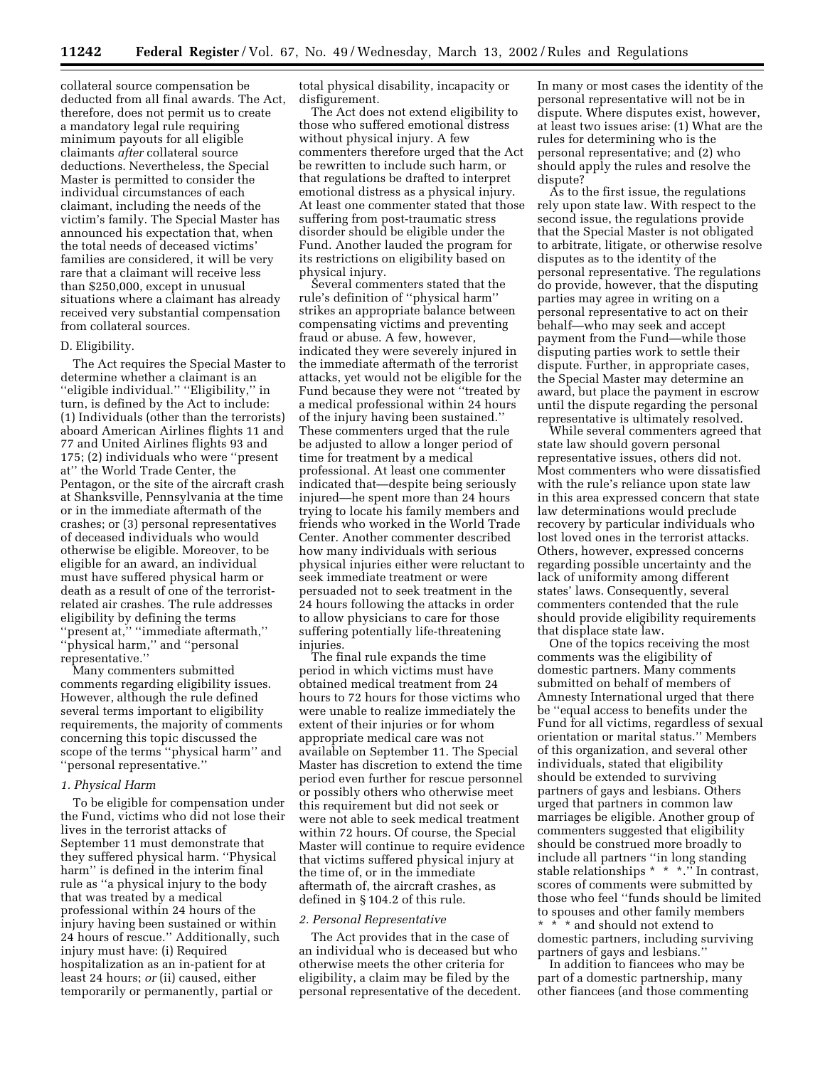collateral source compensation be deducted from all final awards. The Act, therefore, does not permit us to create a mandatory legal rule requiring minimum payouts for all eligible claimants *after* collateral source deductions. Nevertheless, the Special Master is permitted to consider the individual circumstances of each claimant, including the needs of the victim's family. The Special Master has announced his expectation that, when the total needs of deceased victims' families are considered, it will be very rare that a claimant will receive less than $250,000, except in unusual situations where a claimant has already received very substantial compensation from collateral sources.

D. Eligibility.

The Act requires the Special Master to determine whether a claimant is an ''eligible individual.'' ''Eligibility,'' in turn, is defined by the Act to include: (1) Individuals (other than the terrorists) aboard American Airlines flights 11 and 77 and United Airlines flights 93 and 175; (2) individuals who were ''present at'' the World Trade Center, the Pentagon, or the site of the aircraft crash at Shanksville, Pennsylvania at the time or in the immediate aftermath of the crashes; or (3) personal representatives of deceased individuals who would otherwise be eligible. Moreover, to be eligible for an award, an individual must have suffered physical harm or death as a result of one of the terrorist-related air crashes. The rule addresses eligibility by defining the terms ''present at,'' ''immediate aftermath,'' ''physical harm,'' and ''personal representative.''

Many commenters submitted comments regarding eligibility issues. However, although the rule defined several terms important to eligibility requirements, the majority of comments concerning this topic discussed the scope of the terms ''physical harm'' and ''personal representative.''

*1. Physical Harm*

To be eligible for compensation under the Fund, victims who did not lose their lives in the terrorist attacks of September 11 must demonstrate that they suffered physical harm. ''Physical harm'' is defined in the interim final rule as ''a physical injury to the body that was treated by a medical professional within 24 hours of the injury having been sustained or within 24 hours of rescue.'' Additionally, such injury must have: (i) Required hospitalization as an in-patient for at least 24 hours; *or* (ii) caused, either temporarily or permanently, partial or total physical disability, incapacity or disfigurement.

The Act does not extend eligibility to those who suffered emotional distress without physical injury. A few commenters therefore urged that the Act be rewritten to include such harm, or that regulations be drafted to interpret emotional distress as a physical injury. At least one commenter stated that those suffering from post-traumatic stress disorder should be eligible under the Fund. Another lauded the program for its restrictions on eligibility based on physical injury.

Several commenters stated that the rule's definition of ''physical harm'' strikes an appropriate balance between compensating victims and preventing fraud or abuse. A few, however, indicated they were severely injured in the immediate aftermath of the terrorist attacks, yet would not be eligible for the Fund because they were not ''treated by a medical professional within 24 hours of the injury having been sustained.'' These commenters urged that the rule be adjusted to allow a longer period of time for treatment by a medical professional. At least one commenter indicated that—despite being seriously injured—he spent more than 24 hours trying to locate his family members and friends who worked in the World Trade Center. Another commenter described how many individuals with serious physical injuries either were reluctant to seek immediate treatment or were persuaded not to seek treatment in the 24 hours following the attacks in order to allow physicians to care for those suffering potentially life-threatening injuries.

The final rule expands the time period in which victims must have obtained medical treatment from 24 hours to 72 hours for those victims who were unable to realize immediately the extent of their injuries or for whom appropriate medical care was not available on September 11. The Special Master has discretion to extend the time period even further for rescue personnel or possibly others who otherwise meet this requirement but did not seek or were not able to seek medical treatment within 72 hours. Of course, the Special Master will continue to require evidence that victims suffered physical injury at the time of, or in the immediate aftermath of, the aircraft crashes, as defined in § 104.2 of this rule.

*2. Personal Representative*

The Act provides that in the case of an individual who is deceased but who otherwise meets the other criteria for eligibility, a claim may be filed by the personal representative of the decedent. In many or most cases the identity of the personal representative will not be in dispute. Where disputes exist, however, at least two issues arise: (1) What are the rules for determining who is the personal representative; and (2) who should apply the rules and resolve the dispute?

As to the first issue, the regulations rely upon state law. With respect to the second issue, the regulations provide that the Special Master is not obligated to arbitrate, litigate, or otherwise resolve disputes as to the identity of the personal representative. The regulations do provide, however, that the disputing parties may agree in writing on a personal representative to act on their behalf—who may seek and accept payment from the Fund—while those disputing parties work to settle their dispute. Further, in appropriate cases, the Special Master may determine an award, but place the payment in escrow until the dispute regarding the personal representative is ultimately resolved.

While several commenters agreed that state law should govern personal representative issues, others did not. Most commenters who were dissatisfied with the rule's reliance upon state law in this area expressed concern that state law determinations would preclude recovery by particular individuals who lost loved ones in the terrorist attacks. Others, however, expressed concerns regarding possible uncertainty and the lack of uniformity among different states' laws. Consequently, several commenters contended that the rule should provide eligibility requirements that displace state law.

One of the topics receiving the most comments was the eligibility of domestic partners. Many comments submitted on behalf of members of Amnesty International urged that there be ''equal access to benefits under the Fund for all victims, regardless of sexual orientation or marital status.'' Members of this organization, and several other individuals, stated that eligibility should be extended to surviving partners of gays and lesbians. Others urged that partners in common law marriages be eligible. Another group of commenters suggested that eligibility should be construed more broadly to include all partners ''in long standing stable relationships * * *.'' In contrast, scores of comments were submitted by those who feel ''funds should be limited to spouses and other family members * * * and should not extend to domestic partners, including surviving partners of gays and lesbians.''

In addition to fiancees who may be part of a domestic partnership, many other fiancees (and those commenting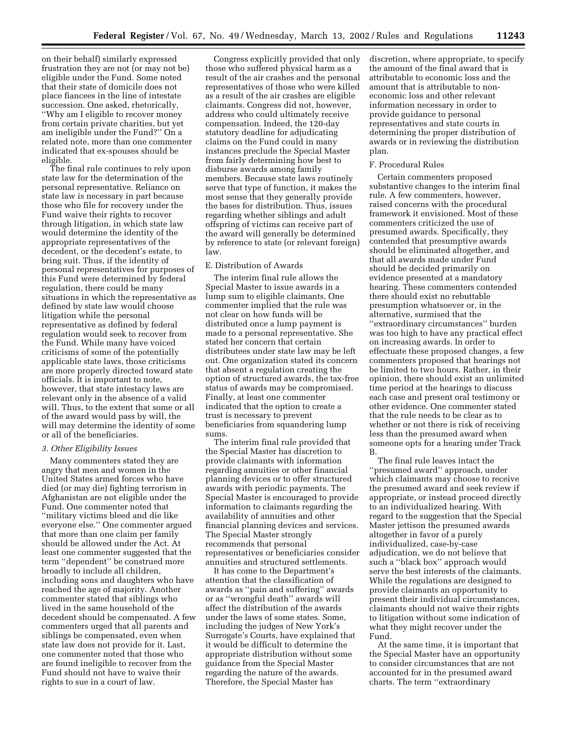on their behalf) similarly expressed frustration they are not (or may not be) eligible under the Fund. Some noted that their state of domicile does not place fiancees in the line of intestate succession. One asked, rhetorically, ''Why am I eligible to recover money from certain private charities, but yet am ineligible under the Fund?'' On a related note, more than one commenter indicated that ex-spouses should be eligible.

The final rule continues to rely upon state law for the determination of the personal representative. Reliance on state law is necessary in part because those who file for recovery under the Fund waive their rights to recover through litigation, in which state law would determine the identity of the appropriate representatives of the decedent, or the decedent's estate, to bring suit. Thus, if the identity of personal representatives for purposes of this Fund were determined by federal regulation, there could be many situations in which the representative as defined by state law would choose litigation while the personal representative as defined by federal regulation would seek to recover from the Fund. While many have voiced criticisms of some of the potentially applicable state laws, those criticisms are more properly directed toward state officials. It is important to note, however, that state intestacy laws are relevant only in the absence of a valid will. Thus, to the extent that some or all of the award would pass by will, the will may determine the identity of some or all of the beneficiaries.

*3. Other Eligibility Issues*

Many commenters stated they are angry that men and women in the United States armed forces who have died (or may die) fighting terrorism in Afghanistan are not eligible under the Fund. One commenter noted that ''military victims bleed and die like everyone else.'' One commenter argued that more than one claim per family should be allowed under the Act. At least one commenter suggested that the term ''dependent'' be construed more broadly to include all children, including sons and daughters who have reached the age of majority. Another commenter stated that siblings who lived in the same household of the decedent should be compensated. A few commenters urged that all parents and siblings be compensated, even when state law does not provide for it. Last, one commenter noted that those who are found ineligible to recover from the Fund should not have to waive their rights to sue in a court of law.

Congress explicitly provided that only those who suffered physical harm as a result of the air crashes and the personal representatives of those who were killed as a result of the air crashes are eligible claimants. Congress did not, however, address who could ultimately receive compensation. Indeed, the 120-day statutory deadline for adjudicating claims on the Fund could in many instances preclude the Special Master from fairly determining how best to disburse awards among family members. Because state laws routinely serve that type of function, it makes the most sense that they generally provide the bases for distribution. Thus, issues regarding whether siblings and adult offspring of victims can receive part of the award will generally be determined by reference to state (or relevant foreign) law.

E. Distribution of Awards

The interim final rule allows the Special Master to issue awards in a lump sum to eligible claimants. One commenter implied that the rule was not clear on how funds will be distributed once a lump payment is made to a personal representative. She stated her concern that certain distributees under state law may be left out. One organization stated its concern that absent a regulation creating the option of structured awards, the tax-free status of awards may be compromised. Finally, at least one commenter indicated that the option to create a trust is necessary to prevent beneficiaries from squandering lump sums.

The interim final rule provided that the Special Master has discretion to provide claimants with information regarding annuities or other financial planning devices or to offer structured awards with periodic payments. The Special Master is encouraged to provide information to claimants regarding the availability of annuities and other financial planning devices and services. The Special Master strongly recommends that personal representatives or beneficiaries consider annuities and structured settlements.

It has come to the Department's attention that the classification of awards as ''pain and suffering'' awards or as ''wrongful death'' awards will affect the distribution of the awards under the laws of some states. Some, including the judges of New York's Surrogate's Courts, have explained that it would be difficult to determine the appropriate distribution without some guidance from the Special Master regarding the nature of the awards. Therefore, the Special Master has discretion, where appropriate, to specify the amount of the final award that is attributable to economic loss and the amount that is attributable to non-economic loss and other relevant information necessary in order to provide guidance to personal representatives and state courts in determining the proper distribution of awards or in reviewing the distribution plan.

F. Procedural Rules

Certain commenters proposed substantive changes to the interim final rule. A few commenters, however, raised concerns with the procedural framework it envisioned. Most of these commenters criticized the use of presumed awards. Specifically, they contended that presumptive awards should be eliminated altogether, and that all awards made under Fund should be decided primarily on evidence presented at a mandatory hearing. These commenters contended there should exist no rebuttable presumption whatsoever or, in the alternative, surmised that the ''extraordinary circumstances'' burden was too high to have any practical effect on increasing awards. In order to effectuate these proposed changes, a few commenters proposed that hearings not be limited to two hours. Rather, in their opinion, there should exist an unlimited time period at the hearings to discuss each case and present oral testimony or other evidence. One commenter stated that the rule needs to be clear as to whether or not there is risk of receiving less than the presumed award when someone opts for a hearing under Track B.

The final rule leaves intact the ''presumed award'' approach, under which claimants may choose to receive the presumed award and seek review if appropriate, or instead proceed directly to an individualized hearing. With regard to the suggestion that the Special Master jettison the presumed awards altogether in favor of a purely individualized, case-by-case adjudication, we do not believe that such a ''black box'' approach would serve the best interests of the claimants. While the regulations are designed to provide claimants an opportunity to present their individual circumstances, claimants should not waive their rights to litigation without some indication of what they might recover under the Fund.

At the same time, it is important that the Special Master have an opportunity to consider circumstances that are not accounted for in the presumed award charts. The term ''extraordinary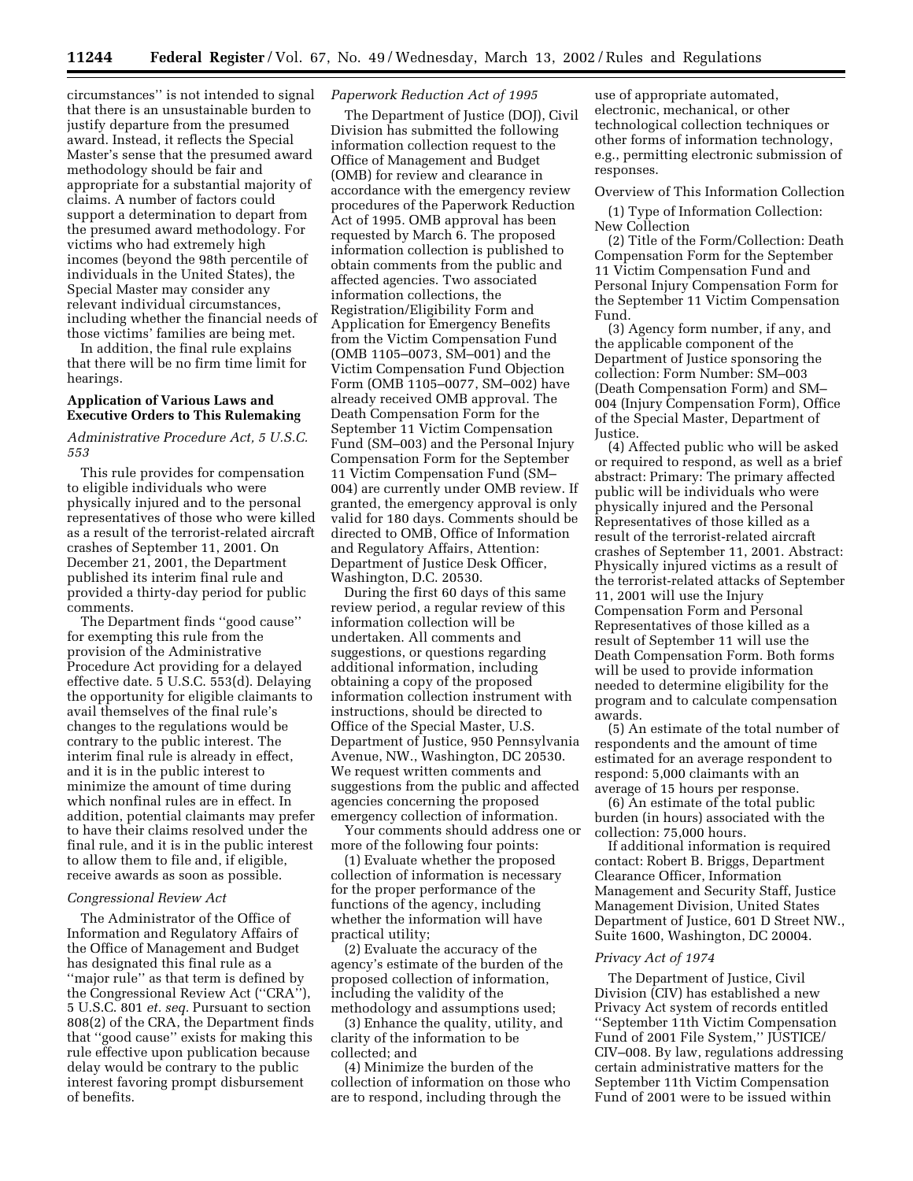circumstances'' is not intended to signal that there is an unsustainable burden to justify departure from the presumed award. Instead, it reflects the Special Master's sense that the presumed award methodology should be fair and appropriate for a substantial majority of claims. A number of factors could support a determination to depart from the presumed award methodology. For victims who had extremely high incomes (beyond the 98th percentile of individuals in the United States), the Special Master may consider any relevant individual circumstances, including whether the financial needs of those victims' families are being met.

In addition, the final rule explains that there will be no firm time limit for hearings.

## Application of Various Laws and Executive Orders to This Rulemaking

### *Administrative Procedure Act, 5 U.S.C. 553*

This rule provides for compensation to eligible individuals who were physically injured and to the personal representatives of those who were killed as a result of the terrorist-related aircraft crashes of September 11, 2001. On December 21, 2001, the Department published its interim final rule and provided a thirty-day period for public comments.

The Department finds ''good cause'' for exempting this rule from the provision of the Administrative Procedure Act providing for a delayed effective date. 5 U.S.C. 553(d). Delaying the opportunity for eligible claimants to avail themselves of the final rule's changes to the regulations would be contrary to the public interest. The interim final rule is already in effect, and it is in the public interest to minimize the amount of time during which nonfinal rules are in effect. In addition, potential claimants may prefer to have their claims resolved under the final rule, and it is in the public interest to allow them to file and, if eligible, receive awards as soon as possible.

### *Congressional Review Act*

The Administrator of the Office of Information and Regulatory Affairs of the Office of Management and Budget has designated this final rule as a ''major rule'' as that term is defined by the Congressional Review Act (''CRA''), 5 U.S.C. 801 *et. seq.* Pursuant to section 808(2) of the CRA, the Department finds that ''good cause'' exists for making this rule effective upon publication because delay would be contrary to the public interest favoring prompt disbursement of benefits.

### *Paperwork Reduction Act of 1995*

The Department of Justice (DOJ), Civil Division has submitted the following information collection request to the Office of Management and Budget (OMB) for review and clearance in accordance with the emergency review procedures of the Paperwork Reduction Act of 1995. OMB approval has been requested by March 6. The proposed information collection is published to obtain comments from the public and affected agencies. Two associated information collections, the Registration/Eligibility Form and Application for Emergency Benefits from the Victim Compensation Fund (OMB 1105–0073, SM–001) and the Victim Compensation Fund Objection Form (OMB 1105–0077, SM–002) have already received OMB approval. The Death Compensation Form for the September 11 Victim Compensation Fund (SM–003) and the Personal Injury Compensation Form for the September 11 Victim Compensation Fund (SM–004) are currently under OMB review. If granted, the emergency approval is only valid for 180 days. Comments should be directed to OMB, Office of Information and Regulatory Affairs, Attention: Department of Justice Desk Officer, Washington, D.C. 20530.

During the first 60 days of this same review period, a regular review of this information collection will be undertaken. All comments and suggestions, or questions regarding additional information, including obtaining a copy of the proposed information collection instrument with instructions, should be directed to Office of the Special Master, U.S. Department of Justice, 950 Pennsylvania Avenue, NW., Washington, DC 20530. We request written comments and suggestions from the public and affected agencies concerning the proposed emergency collection of information.

Your comments should address one or more of the following four points:

(1) Evaluate whether the proposed collection of information is necessary for the proper performance of the functions of the agency, including whether the information will have practical utility;

(2) Evaluate the accuracy of the agency's estimate of the burden of the proposed collection of information, including the validity of the methodology and assumptions used;

(3) Enhance the quality, utility, and clarity of the information to be collected; and

(4) Minimize the burden of the collection of information on those who are to respond, including through the use of appropriate automated, electronic, mechanical, or other technological collection techniques or other forms of information technology, e.g., permitting electronic submission of responses.

Overview of This Information Collection

(1) Type of Information Collection: New Collection

(2) Title of the Form/Collection: Death Compensation Form for the September 11 Victim Compensation Fund and Personal Injury Compensation Form for the September 11 Victim Compensation Fund.

(3) Agency form number, if any, and the applicable component of the Department of Justice sponsoring the collection: Form Number: SM–003 (Death Compensation Form) and SM–004 (Injury Compensation Form), Office of the Special Master, Department of Justice.

(4) Affected public who will be asked or required to respond, as well as a brief abstract: Primary: The primary affected public will be individuals who were physically injured and the Personal Representatives of those killed as a result of the terrorist-related aircraft crashes of September 11, 2001. Abstract: Physically injured victims as a result of the terrorist-related attacks of September 11, 2001 will use the Injury Compensation Form and Personal Representatives of those killed as a result of September 11 will use the Death Compensation Form. Both forms will be used to provide information needed to determine eligibility for the program and to calculate compensation awards.

(5) An estimate of the total number of respondents and the amount of time estimated for an average respondent to respond: 5,000 claimants with an average of 15 hours per response.

(6) An estimate of the total public burden (in hours) associated with the collection: 75,000 hours.

If additional information is required contact: Robert B. Briggs, Department Clearance Officer, Information Management and Security Staff, Justice Management Division, United States Department of Justice, 601 D Street NW., Suite 1600, Washington, DC 20004.

### *Privacy Act of 1974*

The Department of Justice, Civil Division (CIV) has established a new Privacy Act system of records entitled ''September 11th Victim Compensation Fund of 2001 File System,'' JUSTICE/CIV–008. By law, regulations addressing certain administrative matters for the September 11th Victim Compensation Fund of 2001 were to be issued within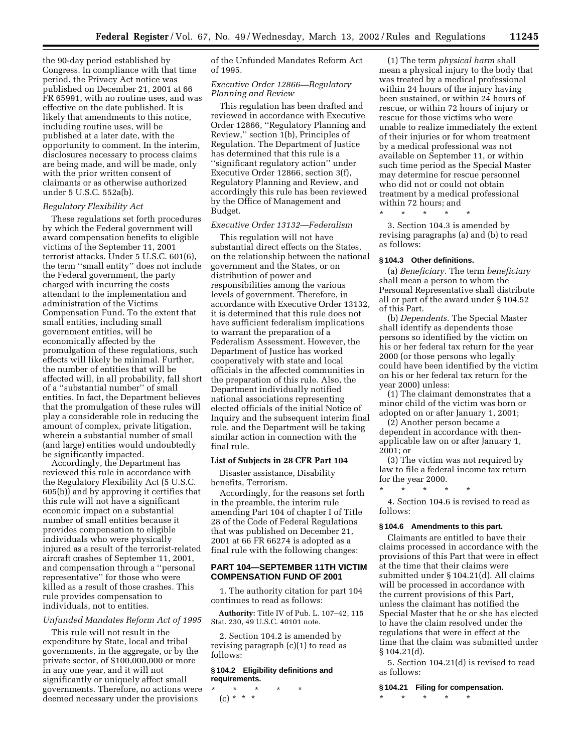the 90-day period established by Congress. In compliance with that time period, the Privacy Act notice was published on December 21, 2001 at 66 FR 65991, with no routine uses, and was effective on the date published. It is likely that amendments to this notice, including routine uses, will be published at a later date, with the opportunity to comment. In the interim, disclosures necessary to process claims are being made, and will be made, only with the prior written consent of claimants or as otherwise authorized under 5 U.S.C. 552a(b).

*Regulatory Flexibility Act*

These regulations set forth procedures by which the Federal government will award compensation benefits to eligible victims of the September 11, 2001 terrorist attacks. Under 5 U.S.C. 601(6), the term ''small entity'' does not include the Federal government, the party charged with incurring the costs attendant to the implementation and administration of the Victims Compensation Fund. To the extent that small entities, including small government entities, will be economically affected by the promulgation of these regulations, such effects will likely be minimal. Further, the number of entities that will be affected will, in all probability, fall short of a ''substantial number'' of small entities. In fact, the Department believes that the promulgation of these rules will play a considerable role in reducing the amount of complex, private litigation, wherein a substantial number of small (and large) entities would undoubtedly be significantly impacted.

Accordingly, the Department has reviewed this rule in accordance with the Regulatory Flexibility Act (5 U.S.C. 605(b)) and by approving it certifies that this rule will not have a significant economic impact on a substantial number of small entities because it provides compensation to eligible individuals who were physically injured as a result of the terrorist-related aircraft crashes of September 11, 2001, and compensation through a ''personal representative'' for those who were killed as a result of those crashes. This rule provides compensation to individuals, not to entities.

*Unfunded Mandates Reform Act of 1995*

This rule will not result in the expenditure by State, local and tribal governments, in the aggregate, or by the private sector, of $100,000,000 or more in any one year, and it will not significantly or uniquely affect small governments. Therefore, no actions were deemed necessary under the provisions of the Unfunded Mandates Reform Act of 1995.

*Executive Order 12866—Regulatory Planning and Review*

This regulation has been drafted and reviewed in accordance with Executive Order 12866, ''Regulatory Planning and Review,'' section 1(b), Principles of Regulation. The Department of Justice has determined that this rule is a ''significant regulatory action'' under Executive Order 12866, section 3(f), Regulatory Planning and Review, and accordingly this rule has been reviewed by the Office of Management and Budget.

*Executive Order 13132—Federalism*

This regulation will not have substantial direct effects on the States, on the relationship between the national government and the States, or on distribution of power and responsibilities among the various levels of government. Therefore, in accordance with Executive Order 13132, it is determined that this rule does not have sufficient federalism implications to warrant the preparation of a Federalism Assessment. However, the Department of Justice has worked cooperatively with state and local officials in the affected communities in the preparation of this rule. Also, the Department individually notified national associations representing elected officials of the initial Notice of Inquiry and the subsequent interim final rule, and the Department will be taking similar action in connection with the final rule.

**List of Subjects in 28 CFR Part 104**

Disaster assistance, Disability benefits, Terrorism.

Accordingly, for the reasons set forth in the preamble, the interim rule amending Part 104 of chapter I of Title 28 of the Code of Federal Regulations that was published on December 21, 2001 at 66 FR 66274 is adopted as a final rule with the following changes:

## PART 104—SEPTEMBER 11TH VICTIM COMPENSATION FUND OF 2001

1. The authority citation for part 104 continues to read as follows:

**Authority:** Title IV of Pub. L. 107–42, 115 Stat. 230, 49 U.S.C. 40101 note.

2. Section 104.2 is amended by revising paragraph (c)(1) to read as follows:

### § 104.2 Eligibility definitions and requirements.

\* \* \* \* \*

(c) \* \* \*

(1) The term *physical harm* shall mean a physical injury to the body that was treated by a medical professional within 24 hours of the injury having been sustained, or within 24 hours of rescue, or within 72 hours of injury or rescue for those victims who were unable to realize immediately the extent of their injuries or for whom treatment by a medical professional was not available on September 11, or within such time period as the Special Master may determine for rescue personnel who did not or could not obtain treatment by a medical professional within 72 hours; and

\* \* \* \* \*

3. Section 104.3 is amended by revising paragraphs (a) and (b) to read as follows:

### § 104.3 Other definitions.

(a) *Beneficiary.* The term *beneficiary* shall mean a person to whom the Personal Representative shall distribute all or part of the award under § 104.52 of this Part.

(b) *Dependents.* The Special Master shall identify as dependents those persons so identified by the victim on his or her federal tax return for the year 2000 (or those persons who legally could have been identified by the victim on his or her federal tax return for the year 2000) unless:

(1) The claimant demonstrates that a minor child of the victim was born or adopted on or after January 1, 2001;

(2) Another person became a dependent in accordance with then-applicable law on or after January 1, 2001; or

(3) The victim was not required by law to file a federal income tax return for the year 2000.

\* \* \* \* \*

4. Section 104.6 is revised to read as follows:

### § 104.6 Amendments to this part.

Claimants are entitled to have their claims processed in accordance with the provisions of this Part that were in effect at the time that their claims were submitted under § 104.21(d). All claims will be processed in accordance with the current provisions of this Part, unless the claimant has notified the Special Master that he or she has elected to have the claim resolved under the regulations that were in effect at the time that the claim was submitted under § 104.21(d).

5. Section 104.21(d) is revised to read as follows:

### § 104.21 Filing for compensation.

\* \* \* \* \*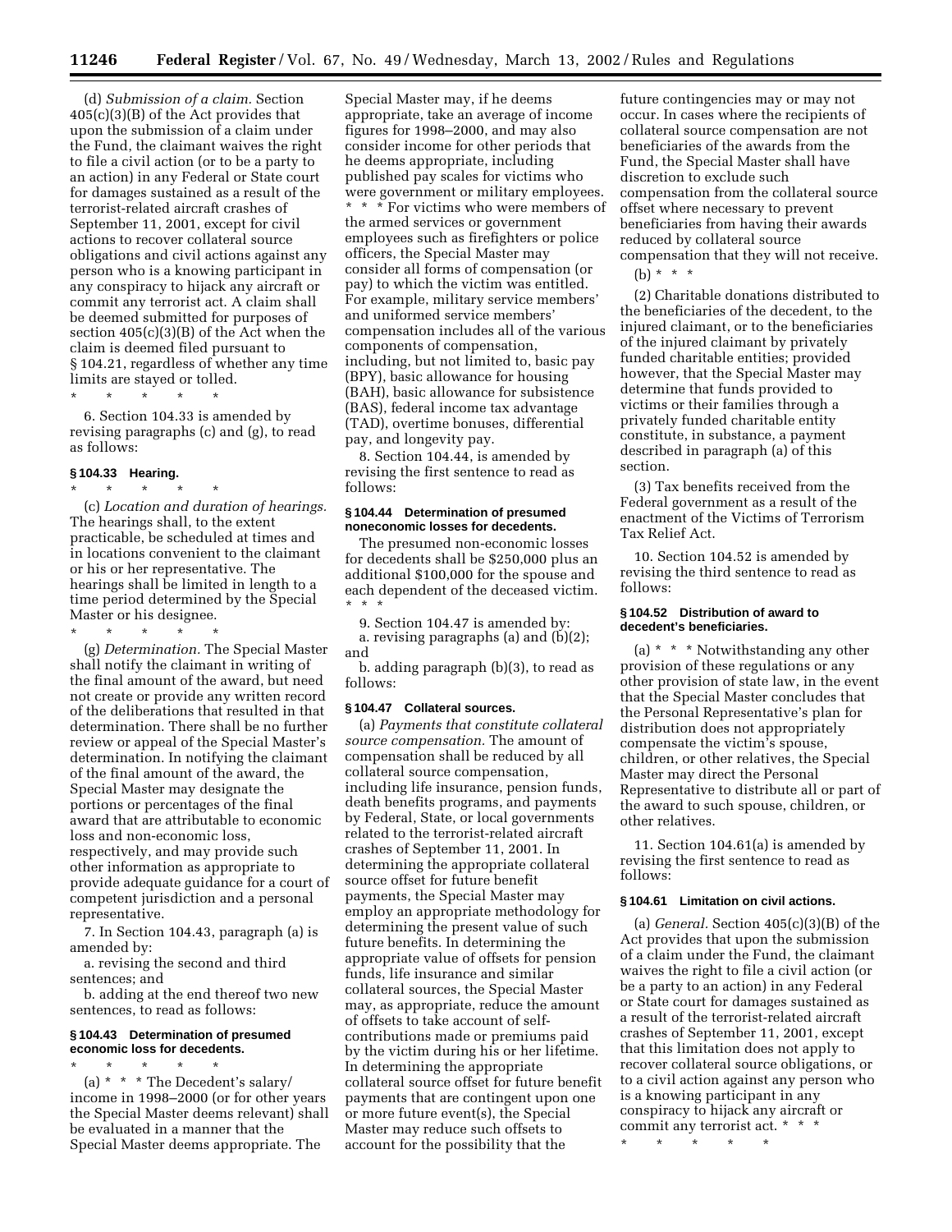(d) *Submission of a claim.* Section 405(c)(3)(B) of the Act provides that upon the submission of a claim under the Fund, the claimant waives the right to file a civil action (or to be a party to an action) in any Federal or State court for damages sustained as a result of the terrorist-related aircraft crashes of September 11, 2001, except for civil actions to recover collateral source obligations and civil actions against any person who is a knowing participant in any conspiracy to hijack any aircraft or commit any terrorist act. A claim shall be deemed submitted for purposes of section 405(c)(3)(B) of the Act when the claim is deemed filed pursuant to § 104.21, regardless of whether any time limits are stayed or tolled.

\* \* \* \* \*

6. Section 104.33 is amended by revising paragraphs (c) and (g), to read as follows:

### § 104.33 Hearing.

\* \* \* \* \*

(c) *Location and duration of hearings.* The hearings shall, to the extent practicable, be scheduled at times and in locations convenient to the claimant or his or her representative. The hearings shall be limited in length to a time period determined by the Special Master or his designee.

\* \* \* \* \*

(g) *Determination.* The Special Master shall notify the claimant in writing of the final amount of the award, but need not create or provide any written record of the deliberations that resulted in that determination. There shall be no further review or appeal of the Special Master's determination. In notifying the claimant of the final amount of the award, the Special Master may designate the portions or percentages of the final award that are attributable to economic loss and non-economic loss, respectively, and may provide such other information as appropriate to provide adequate guidance for a court of competent jurisdiction and a personal representative.

7. In Section 104.43, paragraph (a) is amended by:

a. revising the second and third sentences; and

b. adding at the end thereof two new sentences, to read as follows:

### § 104.43 Determination of presumed economic loss for decedents.

\* \* \* \* \*

(a) \* \* \* The Decedent's salary/income in 1998–2000 (or for other years the Special Master deems relevant) shall be evaluated in a manner that the Special Master deems appropriate. The Special Master may, if he deems appropriate, take an average of income figures for 1998–2000, and may also consider income for other periods that he deems appropriate, including published pay scales for victims who were government or military employees. \* \* \* For victims who were members of the armed services or government employees such as firefighters or police officers, the Special Master may consider all forms of compensation (or pay) to which the victim was entitled. For example, military service members' and uniformed service members' compensation includes all of the various components of compensation, including, but not limited to, basic pay (BPY), basic allowance for housing (BAH), basic allowance for subsistence (BAS), federal income tax advantage (TAD), overtime bonuses, differential pay, and longevity pay.

8. Section 104.44, is amended by revising the first sentence to read as follows:

### § 104.44 Determination of presumed noneconomic losses for decedents.

The presumed non-economic losses for decedents shall be $250,000 plus an additional $100,000 for the spouse and each dependent of the deceased victim. \* \* \*

9. Section 104.47 is amended by:

a. revising paragraphs (a) and (b)(2); and

b. adding paragraph (b)(3), to read as follows:

### § 104.47 Collateral sources.

(a) *Payments that constitute collateral source compensation.* The amount of compensation shall be reduced by all collateral source compensation, including life insurance, pension funds, death benefits programs, and payments by Federal, State, or local governments related to the terrorist-related aircraft crashes of September 11, 2001. In determining the appropriate collateral source offset for future benefit payments, the Special Master may employ an appropriate methodology for determining the present value of such future benefits. In determining the appropriate value of offsets for pension funds, life insurance and similar collateral sources, the Special Master may, as appropriate, reduce the amount of offsets to take account of self-contributions made or premiums paid by the victim during his or her lifetime. In determining the appropriate collateral source offset for future benefit payments that are contingent upon one or more future event(s), the Special Master may reduce such offsets to account for the possibility that the future contingencies may or may not occur. In cases where the recipients of collateral source compensation are not beneficiaries of the awards from the Fund, the Special Master shall have discretion to exclude such compensation from the collateral source offset where necessary to prevent beneficiaries from having their awards reduced by collateral source compensation that they will not receive.

(b) \* \* \*

(2) Charitable donations distributed to the beneficiaries of the decedent, to the injured claimant, or to the beneficiaries of the injured claimant by privately funded charitable entities; provided however, that the Special Master may determine that funds provided to victims or their families through a privately funded charitable entity constitute, in substance, a payment described in paragraph (a) of this section.

(3) Tax benefits received from the Federal government as a result of the enactment of the Victims of Terrorism Tax Relief Act.

10. Section 104.52 is amended by revising the third sentence to read as follows:

### § 104.52 Distribution of award to decedent's beneficiaries.

(a) \* \* \* Notwithstanding any other provision of these regulations or any other provision of state law, in the event that the Special Master concludes that the Personal Representative's plan for distribution does not appropriately compensate the victim's spouse, children, or other relatives, the Special Master may direct the Personal Representative to distribute all or part of the award to such spouse, children, or other relatives.

11. Section 104.61(a) is amended by revising the first sentence to read as follows:

### § 104.61 Limitation on civil actions.

(a) *General.* Section 405(c)(3)(B) of the Act provides that upon the submission of a claim under the Fund, the claimant waives the right to file a civil action (or be a party to an action) in any Federal or State court for damages sustained as a result of the terrorist-related aircraft crashes of September 11, 2001, except that this limitation does not apply to recover collateral source obligations, or to a civil action against any person who is a knowing participant in any conspiracy to hijack any aircraft or commit any terrorist act. \* \* \*

\* \* \* \* \*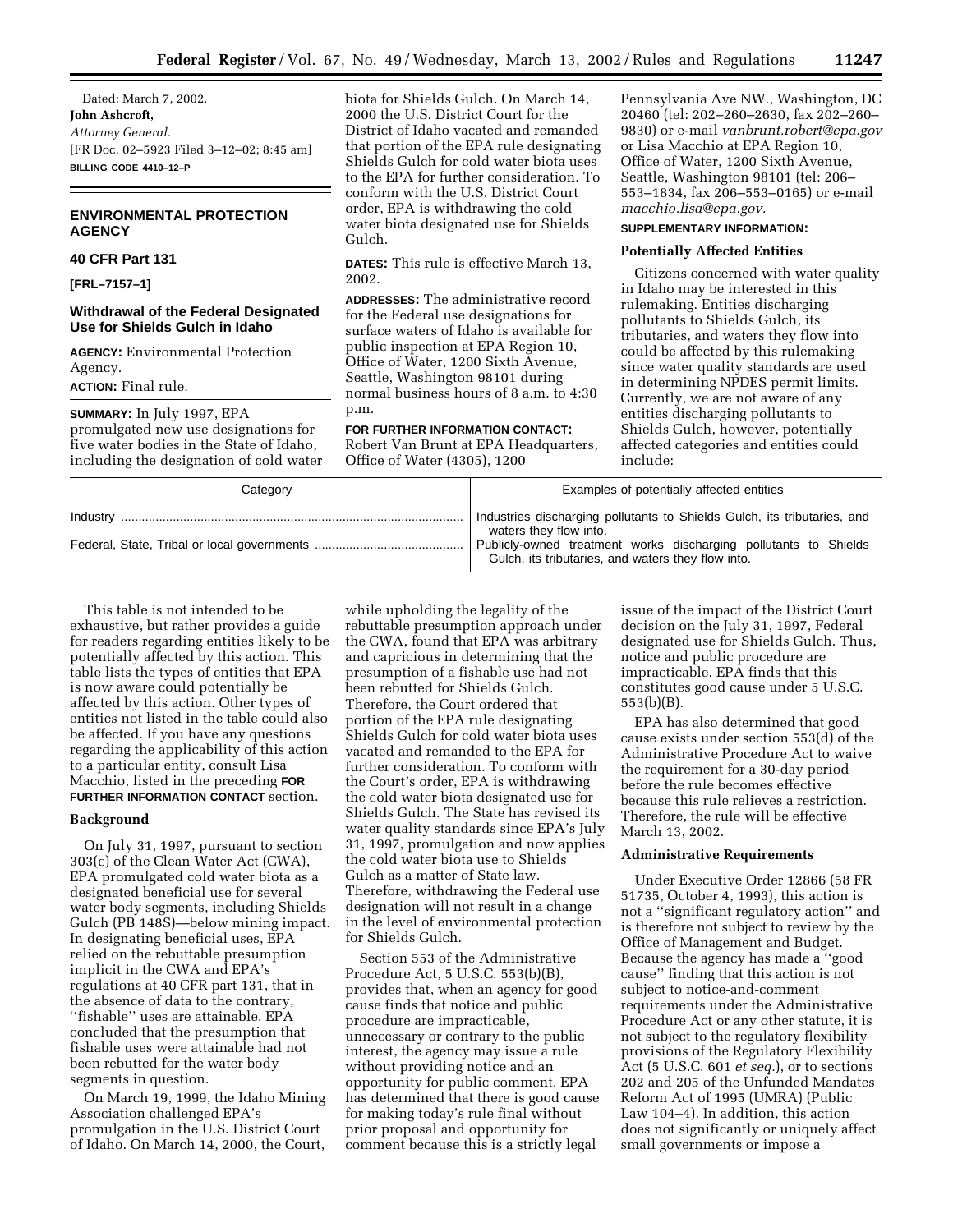Dated: March 7, 2002.

**John Ashcroft,**

*Attorney General.*

[FR Doc. 02–5923 Filed 3–12–02; 8:45 am]

**BILLING CODE 4410–12–P**

## ENVIRONMENTAL PROTECTION AGENCY

### 40 CFR Part 131

**[FRL–7157–1]**

### Withdrawal of the Federal Designated Use for Shields Gulch in Idaho

**AGENCY:** Environmental Protection Agency.

**ACTION:** Final rule.

**SUMMARY:** In July 1997, EPA promulgated new use designations for five water bodies in the State of Idaho, including the designation of cold water biota for Shields Gulch. On March 14, 2000 the U.S. District Court for the District of Idaho vacated and remanded that portion of the EPA rule designating Shields Gulch for cold water biota uses to the EPA for further consideration. To conform with the U.S. District Court order, EPA is withdrawing the cold water biota designated use for Shields Gulch.

**DATES:** This rule is effective March 13, 2002.

**ADDRESSES:** The administrative record for the Federal use designations for surface waters of Idaho is available for public inspection at EPA Region 10, Office of Water, 1200 Sixth Avenue, Seattle, Washington 98101 during normal business hours of 8 a.m. to 4:30 p.m.

**FOR FURTHER INFORMATION CONTACT:** Robert Van Brunt at EPA Headquarters, Office of Water (4305), 1200 Pennsylvania Ave NW., Washington, DC 20460 (tel: 202–260–2630, fax 202–260–9830) or e-mail *vanbrunt.robert@epa.gov* or Lisa Macchio at EPA Region 10, Office of Water, 1200 Sixth Avenue, Seattle, Washington 98101 (tel: 206–553–1834, fax 206–553–0165) or e-mail *macchio.lisa@epa.gov.*

**SUPPLEMENTARY INFORMATION:**

**Potentially Affected Entities**

Citizens concerned with water quality in Idaho may be interested in this rulemaking. Entities discharging pollutants to Shields Gulch, its tributaries, and waters they flow into could be affected by this rulemaking since water quality standards are used in determining NPDES permit limits. Currently, we are not aware of any entities discharging pollutants to Shields Gulch, however, potentially affected categories and entities could include:

| Category | Examples of potentially affected entities |
|---|---|
| Industry | Industries discharging pollutants to Shields Gulch, its tributaries, and waters they flow into. |
| Federal, State, Tribal or local governments | Publicly-owned treatment works discharging pollutants to Shields Gulch, its tributaries, and waters they flow into. |

This table is not intended to be exhaustive, but rather provides a guide for readers regarding entities likely to be potentially affected by this action. This table lists the types of entities that EPA is now aware could potentially be affected by this action. Other types of entities not listed in the table could also be affected. If you have any questions regarding the applicability of this action to a particular entity, consult Lisa Macchio, listed in the preceding **FOR FURTHER INFORMATION CONTACT** section.

**Background**

On July 31, 1997, pursuant to section 303(c) of the Clean Water Act (CWA), EPA promulgated cold water biota as a designated beneficial use for several water body segments, including Shields Gulch (PB 148S)—below mining impact. In designating beneficial uses, EPA relied on the rebuttable presumption implicit in the CWA and EPA's regulations at 40 CFR part 131, that in the absence of data to the contrary, ''fishable'' uses are attainable. EPA concluded that the presumption that fishable uses were attainable had not been rebutted for the water body segments in question.

On March 19, 1999, the Idaho Mining Association challenged EPA's promulgation in the U.S. District Court of Idaho. On March 14, 2000, the Court, while upholding the legality of the rebuttable presumption approach under the CWA, found that EPA was arbitrary and capricious in determining that the presumption of a fishable use had not been rebutted for Shields Gulch. Therefore, the Court ordered that portion of the EPA rule designating Shields Gulch for cold water biota uses vacated and remanded to the EPA for further consideration. To conform with the Court's order, EPA is withdrawing the cold water biota designated use for Shields Gulch. The State has revised its water quality standards since EPA's July 31, 1997, promulgation and now applies the cold water biota use to Shields Gulch as a matter of State law. Therefore, withdrawing the Federal use designation will not result in a change in the level of environmental protection for Shields Gulch.

Section 553 of the Administrative Procedure Act, 5 U.S.C. 553(b)(B), provides that, when an agency for good cause finds that notice and public procedure are impracticable, unnecessary or contrary to the public interest, the agency may issue a rule without providing notice and an opportunity for public comment. EPA has determined that there is good cause for making today's rule final without prior proposal and opportunity for comment because this is a strictly legal issue of the impact of the District Court decision on the July 31, 1997, Federal designated use for Shields Gulch. Thus, notice and public procedure are impracticable. EPA finds that this constitutes good cause under 5 U.S.C. 553(b)(B).

EPA has also determined that good cause exists under section 553(d) of the Administrative Procedure Act to waive the requirement for a 30-day period before the rule becomes effective because this rule relieves a restriction. Therefore, the rule will be effective March 13, 2002.

**Administrative Requirements**

Under Executive Order 12866 (58 FR 51735, October 4, 1993), this action is not a ''significant regulatory action'' and is therefore not subject to review by the Office of Management and Budget. Because the agency has made a ''good cause'' finding that this action is not subject to notice-and-comment requirements under the Administrative Procedure Act or any other statute, it is not subject to the regulatory flexibility provisions of the Regulatory Flexibility Act (5 U.S.C. 601 *et seq.*), or to sections 202 and 205 of the Unfunded Mandates Reform Act of 1995 (UMRA) (Public Law 104–4). In addition, this action does not significantly or uniquely affect small governments or impose a